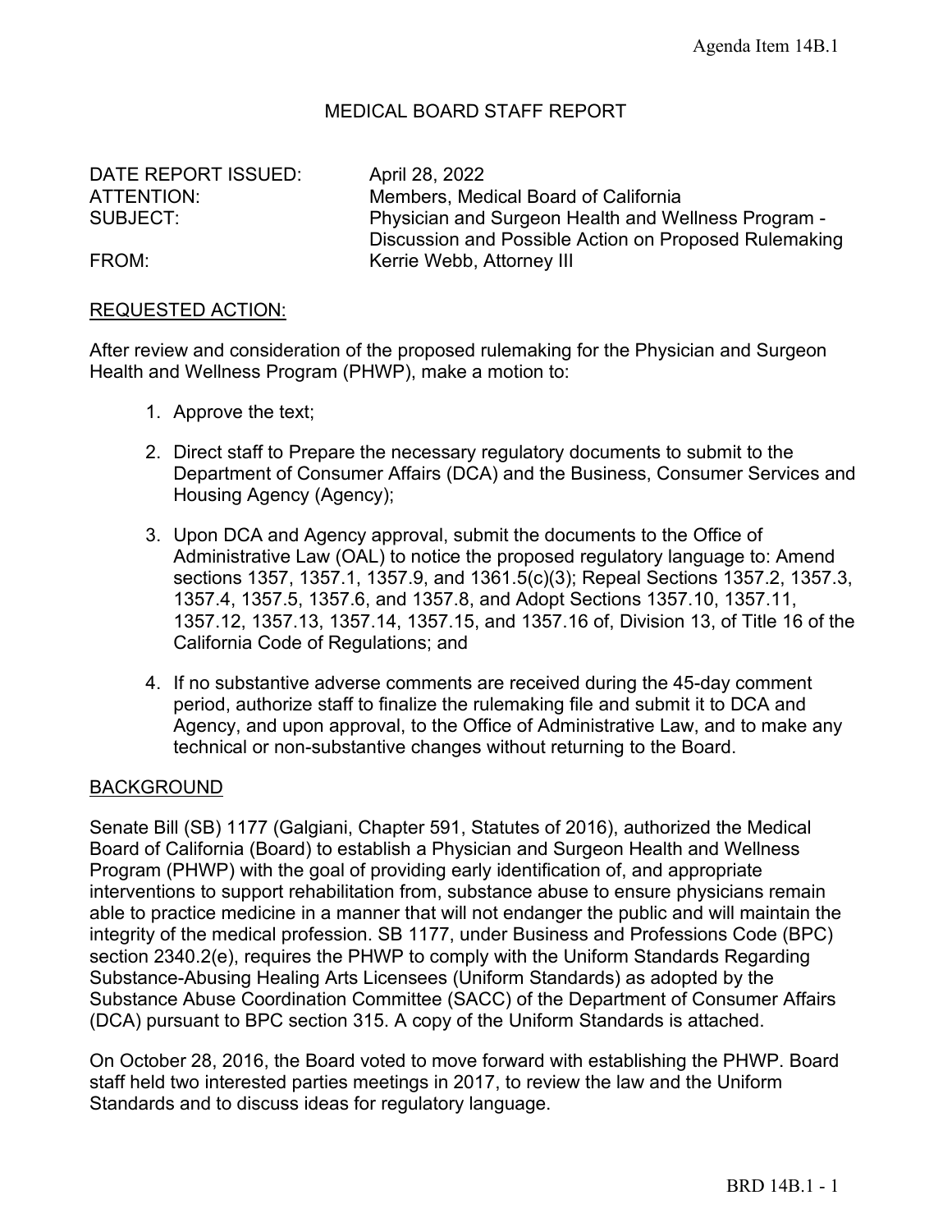Agenda Item 14B.1

# MEDICAL BOARD STAFF REPORT

DATE REPORT ISSUED: April 28, 2022
ATTENTION: Members, Medical Board of California
SUBJECT: Physician and Surgeon Health and Wellness Program - Discussion and Possible Action on Proposed Rulemaking
FROM: Kerrie Webb, Attorney III

## REQUESTED ACTION:

After review and consideration of the proposed rulemaking for the Physician and Surgeon Health and Wellness Program (PHWP), make a motion to:

1. Approve the text;
2. Direct staff to Prepare the necessary regulatory documents to submit to the Department of Consumer Affairs (DCA) and the Business, Consumer Services and Housing Agency (Agency);
3. Upon DCA and Agency approval, submit the documents to the Office of Administrative Law (OAL) to notice the proposed regulatory language to: Amend sections 1357, 1357.1, 1357.9, and 1361.5(c)(3); Repeal Sections 1357.2, 1357.3, 1357.4, 1357.5, 1357.6, and 1357.8, and Adopt Sections 1357.10, 1357.11, 1357.12, 1357.13, 1357.14, 1357.15, and 1357.16 of, Division 13, of Title 16 of the California Code of Regulations; and
4. If no substantive adverse comments are received during the 45-day comment period, authorize staff to finalize the rulemaking file and submit it to DCA and Agency, and upon approval, to the Office of Administrative Law, and to make any technical or non-substantive changes without returning to the Board.

## BACKGROUND

Senate Bill (SB) 1177 (Galgiani, Chapter 591, Statutes of 2016), authorized the Medical Board of California (Board) to establish a Physician and Surgeon Health and Wellness Program (PHWP) with the goal of providing early identification of, and appropriate interventions to support rehabilitation from, substance abuse to ensure physicians remain able to practice medicine in a manner that will not endanger the public and will maintain the integrity of the medical profession. SB 1177, under Business and Professions Code (BPC) section 2340.2(e), requires the PHWP to comply with the Uniform Standards Regarding Substance-Abusing Healing Arts Licensees (Uniform Standards) as adopted by the Substance Abuse Coordination Committee (SACC) of the Department of Consumer Affairs (DCA) pursuant to BPC section 315. A copy of the Uniform Standards is attached.

On October 28, 2016, the Board voted to move forward with establishing the PHWP. Board staff held two interested parties meetings in 2017, to review the law and the Uniform Standards and to discuss ideas for regulatory language.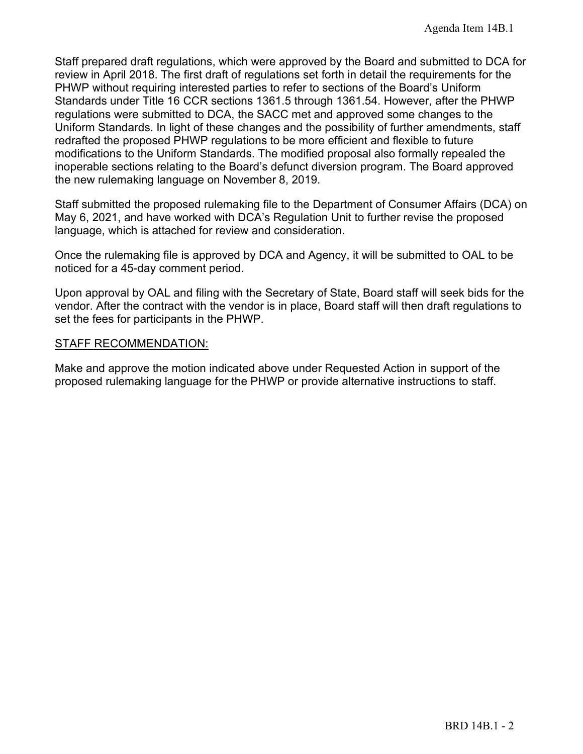Staff prepared draft regulations, which were approved by the Board and submitted to DCA for review in April 2018. The first draft of regulations set forth in detail the requirements for the PHWP without requiring interested parties to refer to sections of the Board's Uniform Standards under Title 16 CCR sections 1361.5 through 1361.54. However, after the PHWP regulations were submitted to DCA, the SACC met and approved some changes to the Uniform Standards. In light of these changes and the possibility of further amendments, staff redrafted the proposed PHWP regulations to be more efficient and flexible to future modifications to the Uniform Standards. The modified proposal also formally repealed the inoperable sections relating to the Board's defunct diversion program. The Board approved the new rulemaking language on November 8, 2019.

Staff submitted the proposed rulemaking file to the Department of Consumer Affairs (DCA) on May 6, 2021, and have worked with DCA's Regulation Unit to further revise the proposed language, which is attached for review and consideration.

Once the rulemaking file is approved by DCA and Agency, it will be submitted to OAL to be noticed for a 45-day comment period.

Upon approval by OAL and filing with the Secretary of State, Board staff will seek bids for the vendor. After the contract with the vendor is in place, Board staff will then draft regulations to set the fees for participants in the PHWP.

STAFF RECOMMENDATION:

Make and approve the motion indicated above under Requested Action in support of the proposed rulemaking language for the PHWP or provide alternative instructions to staff.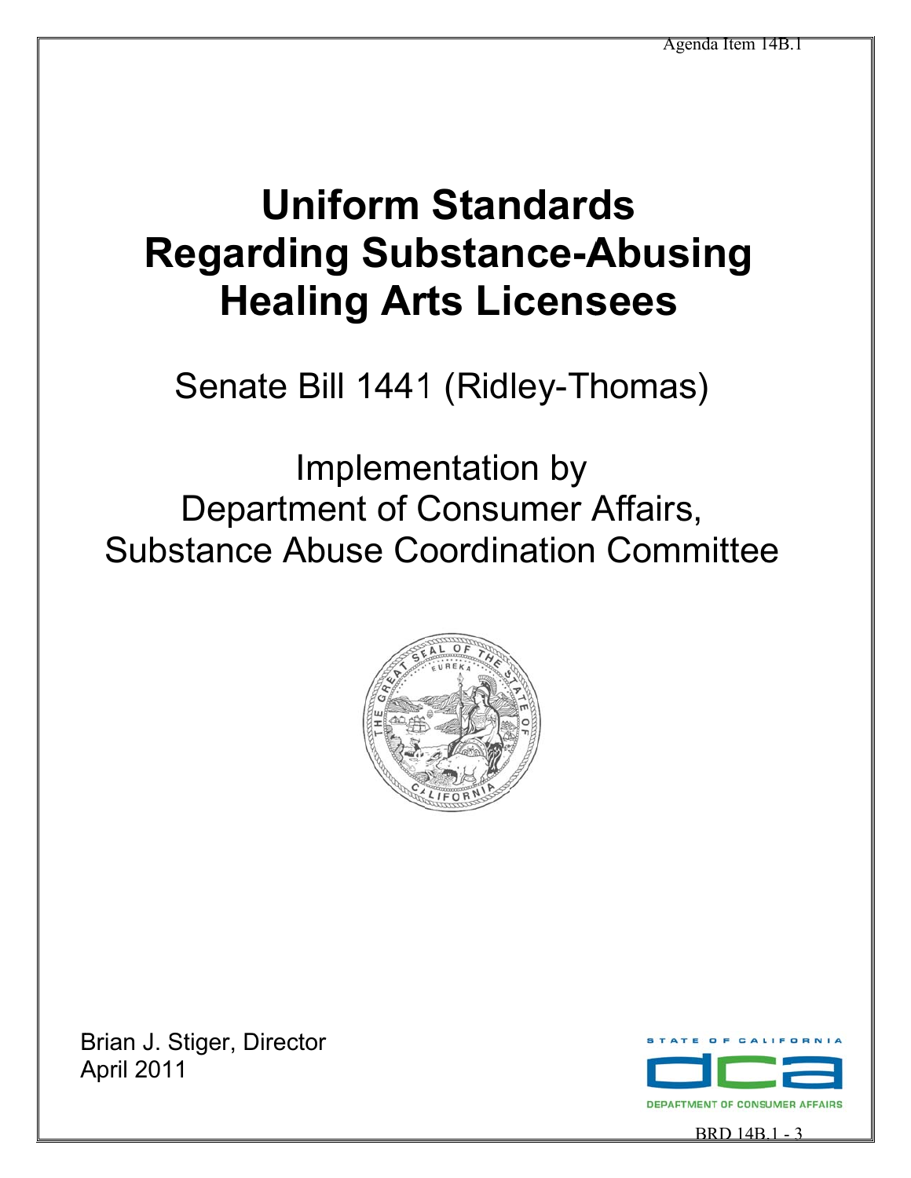# Uniform Standards Regarding Substance-Abusing Healing Arts Licensees

Senate Bill 1441 (Ridley-Thomas)

Implementation by
Department of Consumer Affairs,
Substance Abuse Coordination Committee

Brian J. Stiger, Director
April 2011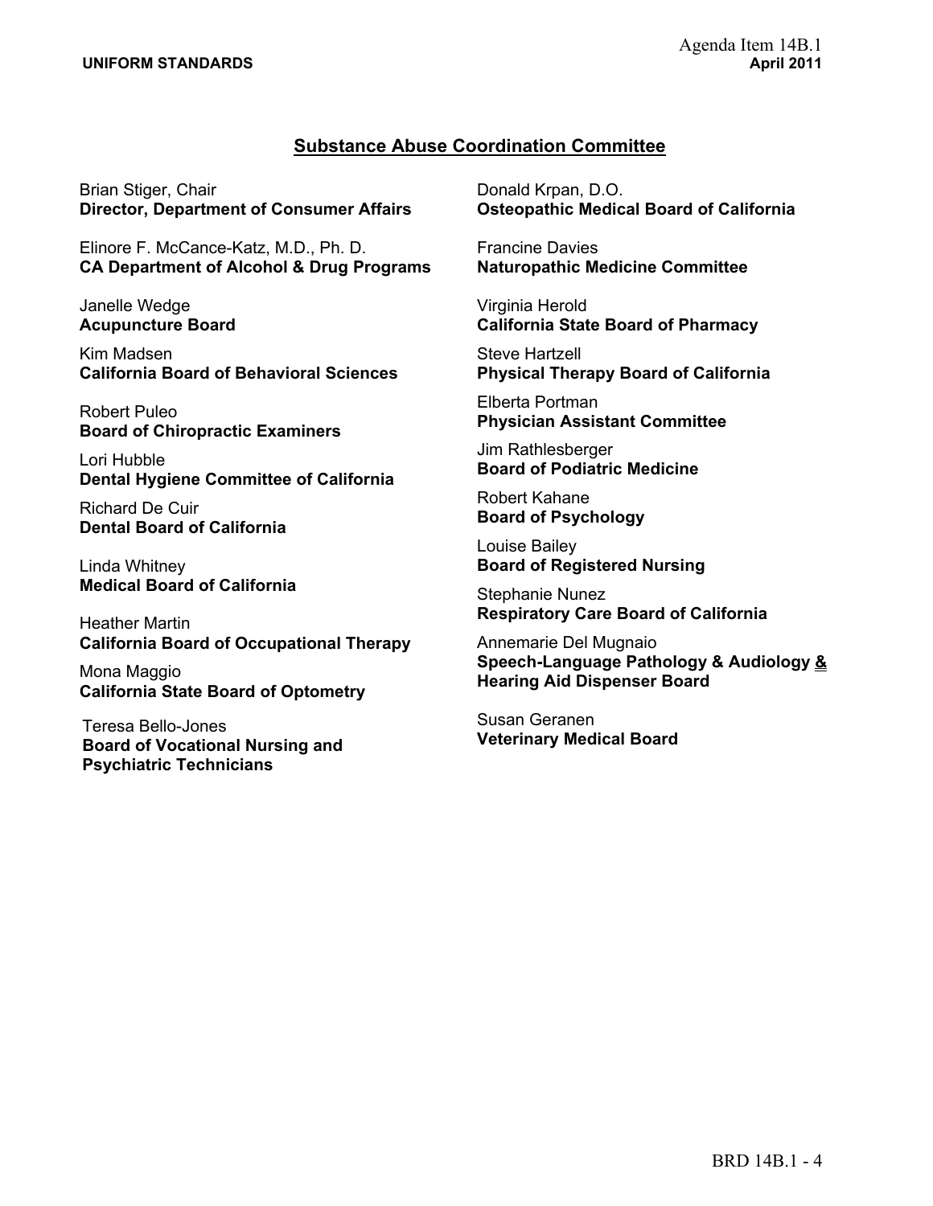## Substance Abuse Coordination Committee

Brian Stiger, Chair
**Director, Department of Consumer Affairs**

Elinore F. McCance-Katz, M.D., Ph. D.
**CA Department of Alcohol & Drug Programs**

Janelle Wedge
**Acupuncture Board**

Kim Madsen
**California Board of Behavioral Sciences**

Robert Puleo
**Board of Chiropractic Examiners**

Lori Hubble
**Dental Hygiene Committee of California**

Richard De Cuir
**Dental Board of California**

Linda Whitney
**Medical Board of California**

Heather Martin
**California Board of Occupational Therapy**

Mona Maggio
**California State Board of Optometry**

Teresa Bello-Jones
**Board of Vocational Nursing and Psychiatric Technicians**

Donald Krpan, D.O.
**Osteopathic Medical Board of California**

Francine Davies
**Naturopathic Medicine Committee**

Virginia Herold
**California State Board of Pharmacy**

Steve Hartzell
**Physical Therapy Board of California**

Elberta Portman
**Physician Assistant Committee**

Jim Rathlesberger
**Board of Podiatric Medicine**

Robert Kahane
**Board of Psychology**

Louise Bailey
**Board of Registered Nursing**

Stephanie Nunez
**Respiratory Care Board of California**

Annemarie Del Mugnaio
**Speech-Language Pathology & Audiology & Hearing Aid Dispenser Board**

Susan Geranen
**Veterinary Medical Board**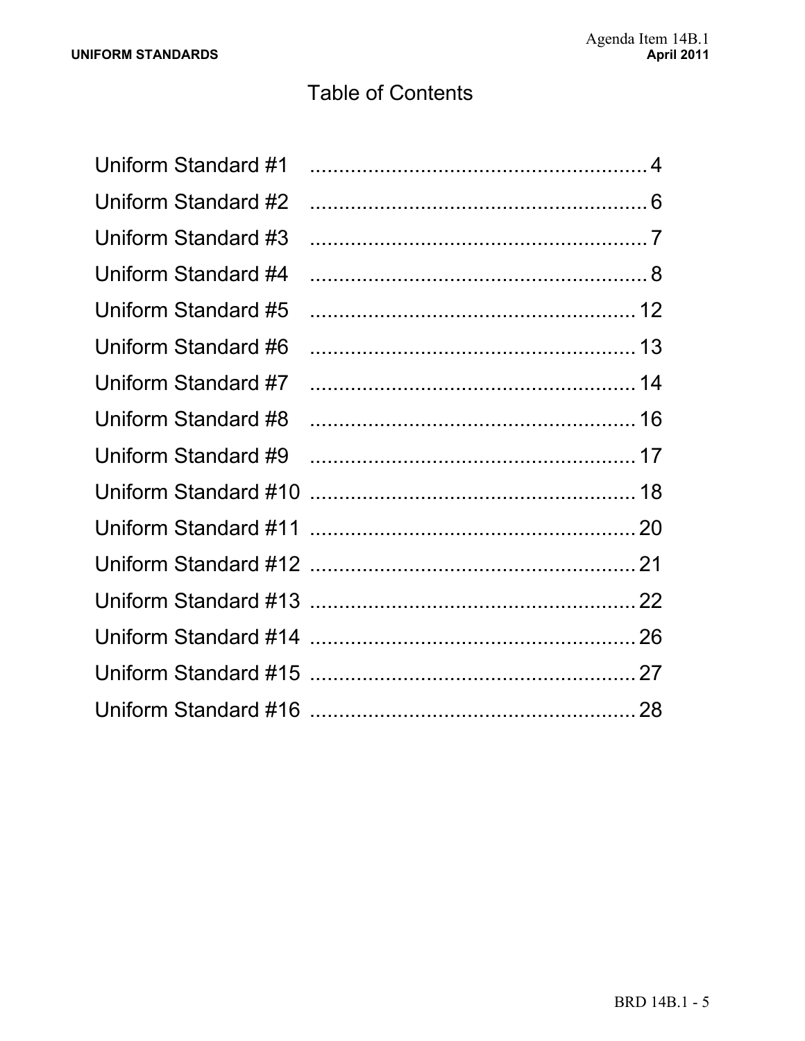# Table of Contents

| | |
|---|---|
| Uniform Standard #1 | 4 |
| Uniform Standard #2 | 6 |
| Uniform Standard #3 | 7 |
| Uniform Standard #4 | 8 |
| Uniform Standard #5 | 12 |
| Uniform Standard #6 | 13 |
| Uniform Standard #7 | 14 |
| Uniform Standard #8 | 16 |
| Uniform Standard #9 | 17 |
| Uniform Standard #10 | 18 |
| Uniform Standard #11 | 20 |
| Uniform Standard #12 | 21 |
| Uniform Standard #13 | 22 |
| Uniform Standard #14 | 26 |
| Uniform Standard #15 | 27 |
| Uniform Standard #16 | 28 |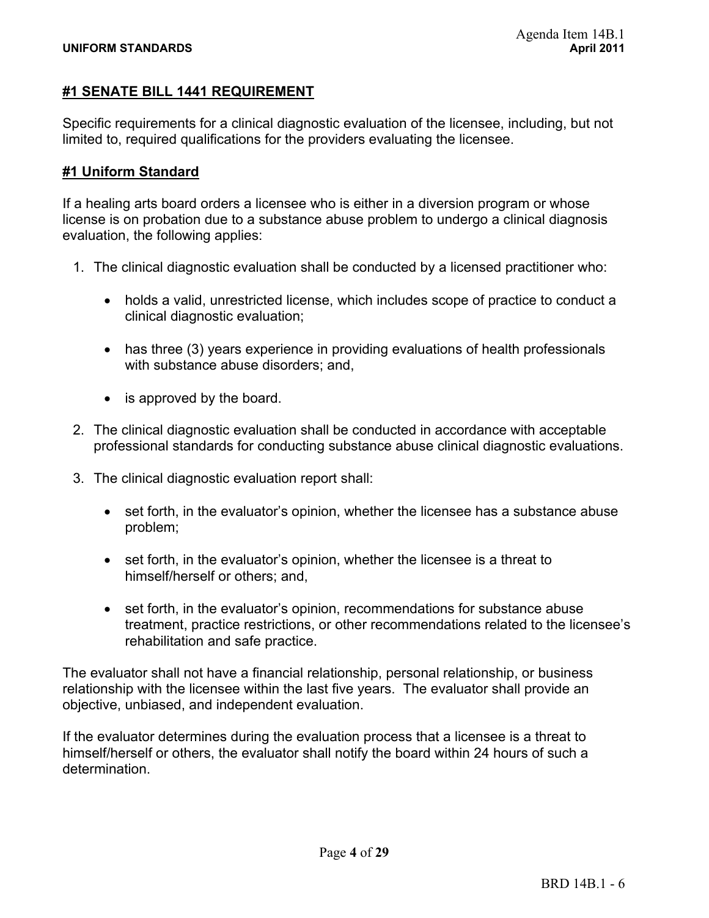## **#1 SENATE BILL 1441 REQUIREMENT**

Specific requirements for a clinical diagnostic evaluation of the licensee, including, but not limited to, required qualifications for the providers evaluating the licensee.

## **#1 Uniform Standard**

If a healing arts board orders a licensee who is either in a diversion program or whose license is on probation due to a substance abuse problem to undergo a clinical diagnosis evaluation, the following applies:

1. The clinical diagnostic evaluation shall be conducted by a licensed practitioner who:
   - holds a valid, unrestricted license, which includes scope of practice to conduct a clinical diagnostic evaluation;
   - has three (3) years experience in providing evaluations of health professionals with substance abuse disorders; and,
   - is approved by the board.
2. The clinical diagnostic evaluation shall be conducted in accordance with acceptable professional standards for conducting substance abuse clinical diagnostic evaluations.
3. The clinical diagnostic evaluation report shall:
   - set forth, in the evaluator's opinion, whether the licensee has a substance abuse problem;
   - set forth, in the evaluator's opinion, whether the licensee is a threat to himself/herself or others; and,
   - set forth, in the evaluator's opinion, recommendations for substance abuse treatment, practice restrictions, or other recommendations related to the licensee's rehabilitation and safe practice.

The evaluator shall not have a financial relationship, personal relationship, or business relationship with the licensee within the last five years. The evaluator shall provide an objective, unbiased, and independent evaluation.

If the evaluator determines during the evaluation process that a licensee is a threat to himself/herself or others, the evaluator shall notify the board within 24 hours of such a determination.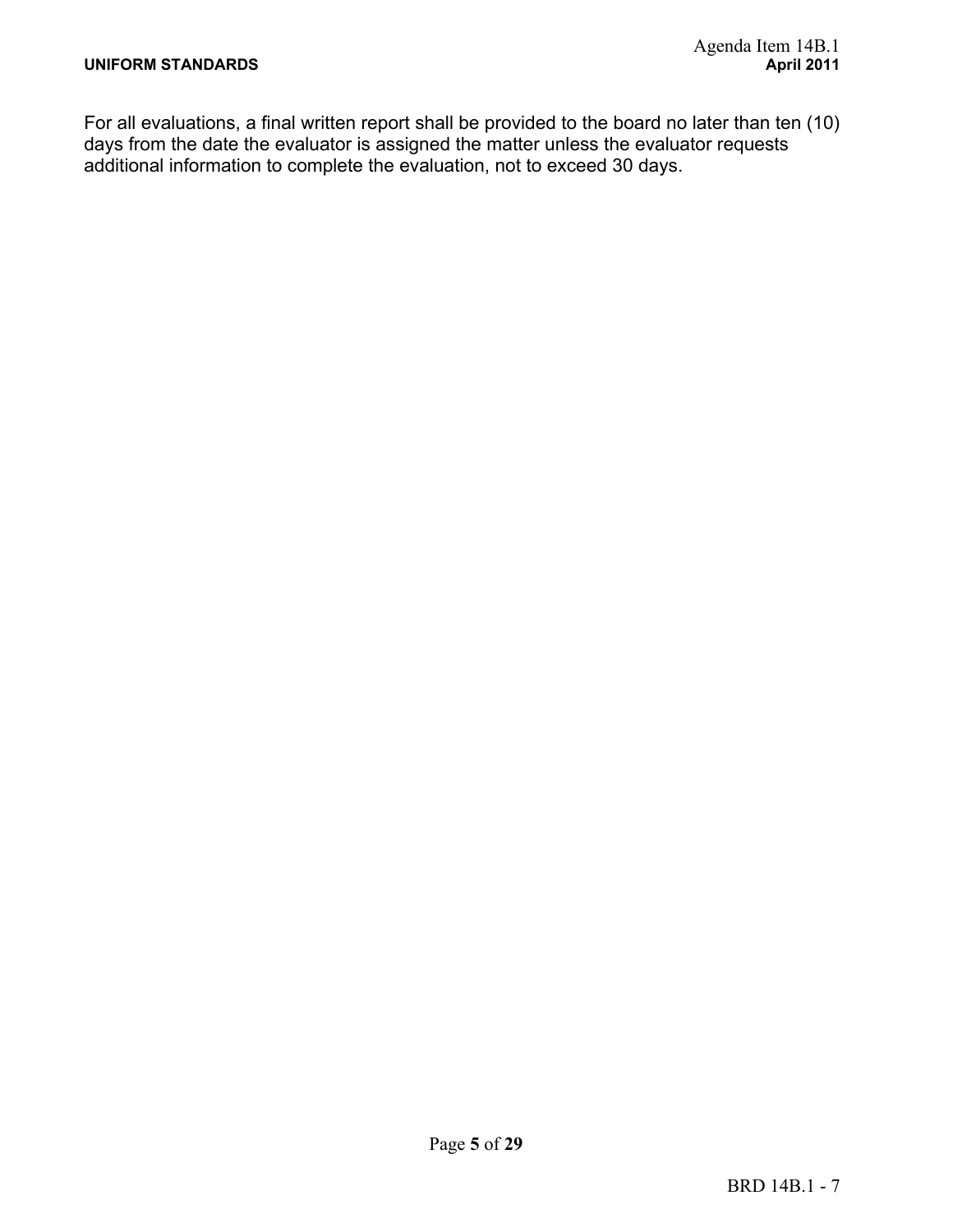For all evaluations, a final written report shall be provided to the board no later than ten (10) days from the date the evaluator is assigned the matter unless the evaluator requests additional information to complete the evaluation, not to exceed 30 days.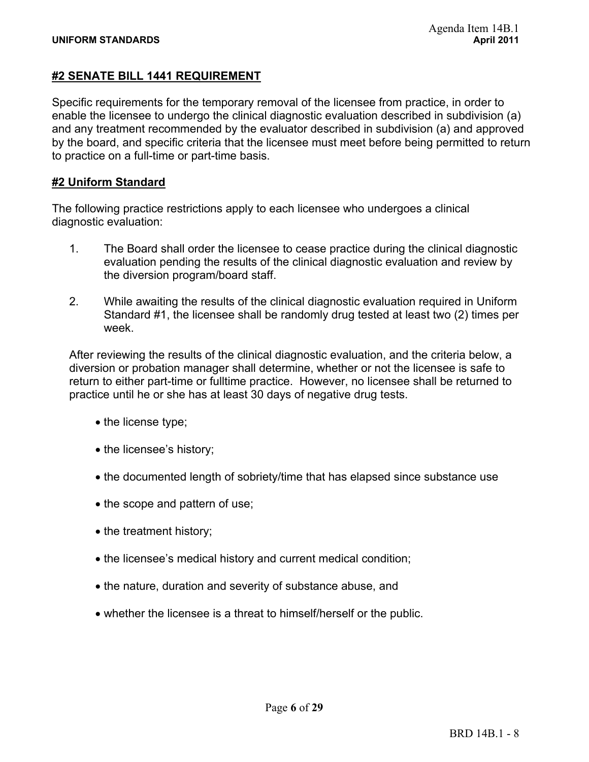## #2 SENATE BILL 1441 REQUIREMENT

Specific requirements for the temporary removal of the licensee from practice, in order to enable the licensee to undergo the clinical diagnostic evaluation described in subdivision (a) and any treatment recommended by the evaluator described in subdivision (a) and approved by the board, and specific criteria that the licensee must meet before being permitted to return to practice on a full-time or part-time basis.

## #2 Uniform Standard

The following practice restrictions apply to each licensee who undergoes a clinical diagnostic evaluation:

1. The Board shall order the licensee to cease practice during the clinical diagnostic evaluation pending the results of the clinical diagnostic evaluation and review by the diversion program/board staff.

2. While awaiting the results of the clinical diagnostic evaluation required in Uniform Standard #1, the licensee shall be randomly drug tested at least two (2) times per week.

After reviewing the results of the clinical diagnostic evaluation, and the criteria below, a diversion or probation manager shall determine, whether or not the licensee is safe to return to either part-time or fulltime practice. However, no licensee shall be returned to practice until he or she has at least 30 days of negative drug tests.

- the license type;
- the licensee's history;
- the documented length of sobriety/time that has elapsed since substance use
- the scope and pattern of use;
- the treatment history;
- the licensee's medical history and current medical condition;
- the nature, duration and severity of substance abuse, and
- whether the licensee is a threat to himself/herself or the public.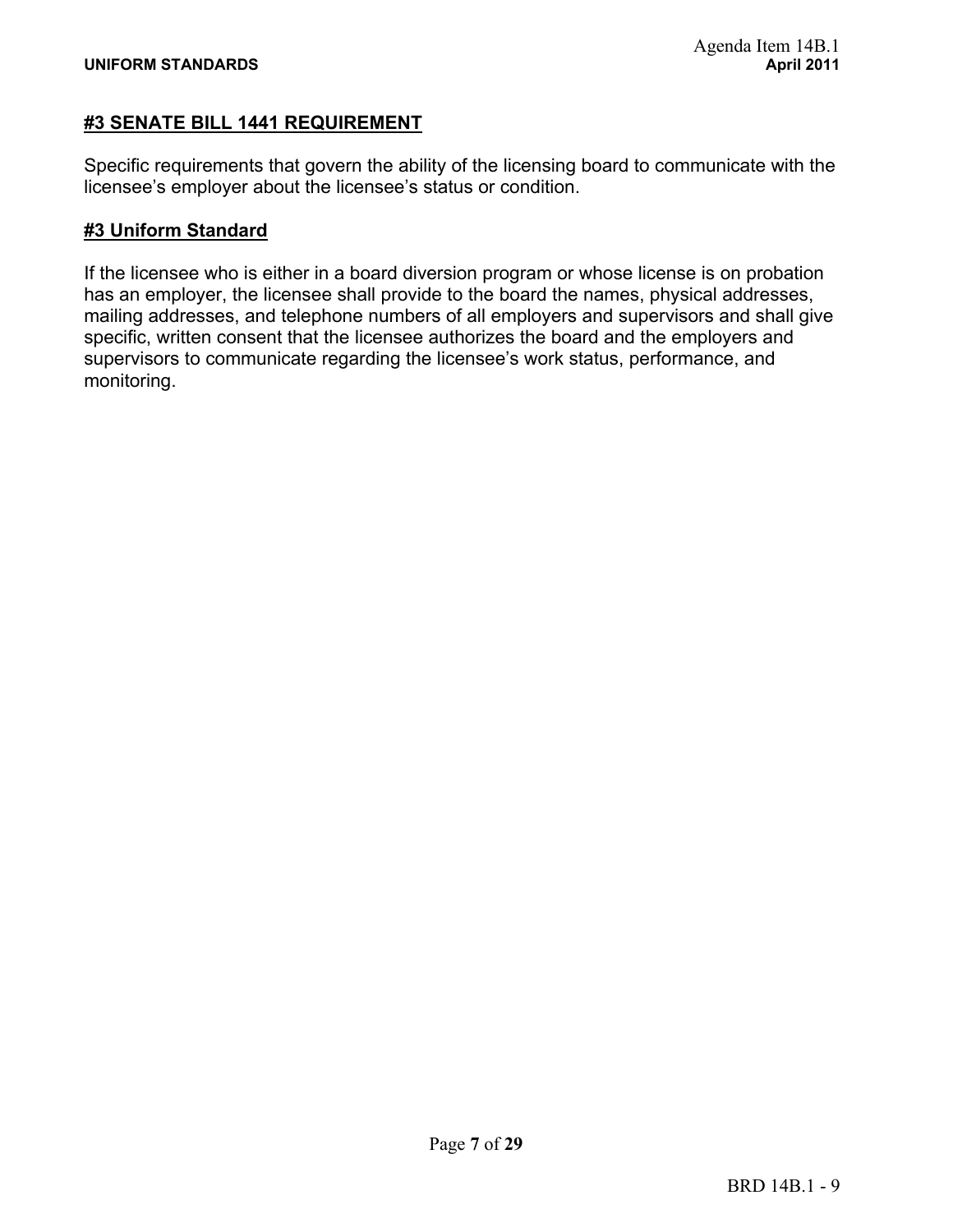## #3 SENATE BILL 1441 REQUIREMENT

Specific requirements that govern the ability of the licensing board to communicate with the licensee's employer about the licensee's status or condition.

## #3 Uniform Standard

If the licensee who is either in a board diversion program or whose license is on probation has an employer, the licensee shall provide to the board the names, physical addresses, mailing addresses, and telephone numbers of all employers and supervisors and shall give specific, written consent that the licensee authorizes the board and the employers and supervisors to communicate regarding the licensee's work status, performance, and monitoring.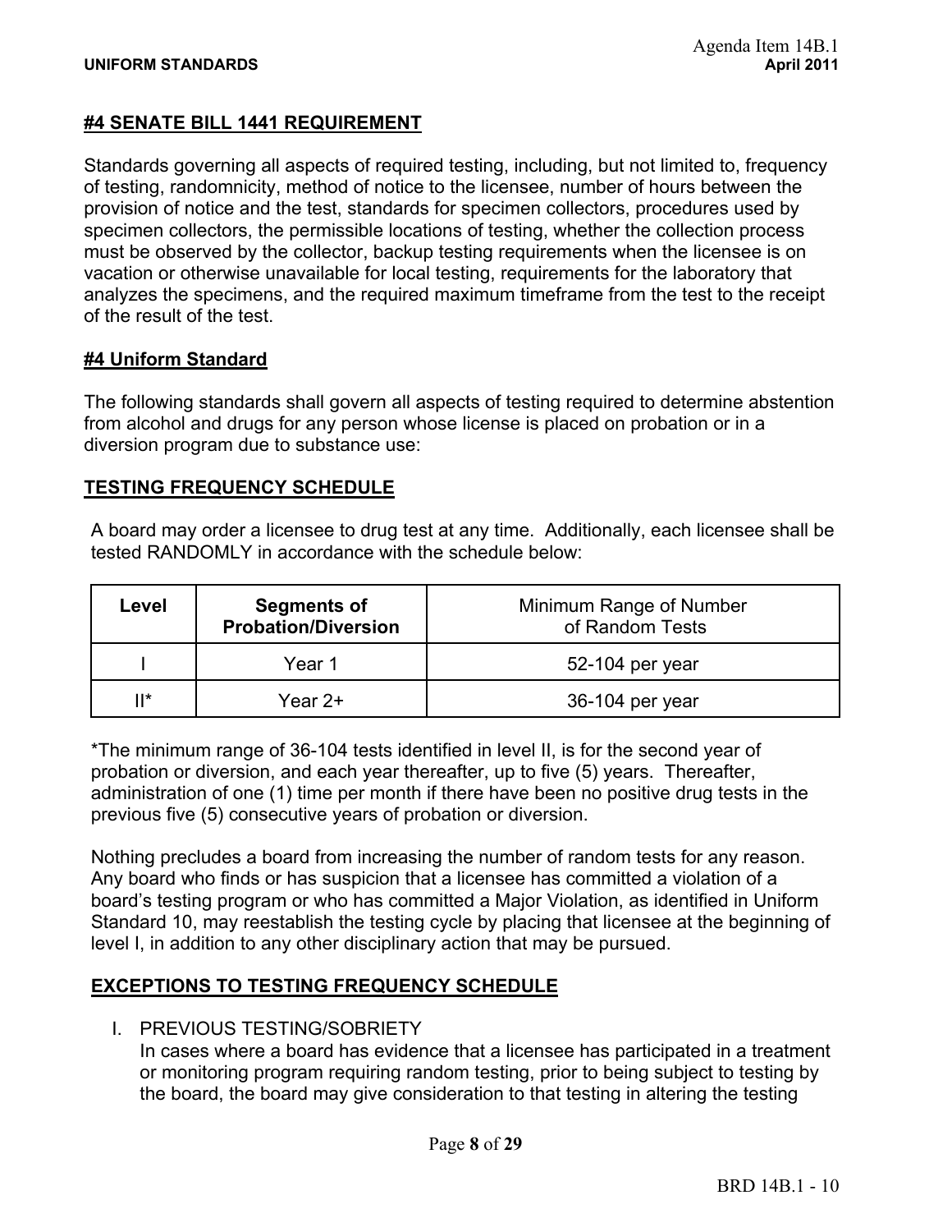## #4 SENATE BILL 1441 REQUIREMENT

Standards governing all aspects of required testing, including, but not limited to, frequency of testing, randomnicity, method of notice to the licensee, number of hours between the provision of notice and the test, standards for specimen collectors, procedures used by specimen collectors, the permissible locations of testing, whether the collection process must be observed by the collector, backup testing requirements when the licensee is on vacation or otherwise unavailable for local testing, requirements for the laboratory that analyzes the specimens, and the required maximum timeframe from the test to the receipt of the result of the test.

## #4 Uniform Standard

The following standards shall govern all aspects of testing required to determine abstention from alcohol and drugs for any person whose license is placed on probation or in a diversion program due to substance use:

### TESTING FREQUENCY SCHEDULE

A board may order a licensee to drug test at any time. Additionally, each licensee shall be tested RANDOMLY in accordance with the schedule below:

| Level | Segments of Probation/Diversion | Minimum Range of Number of Random Tests |
|---|---|---|
| I | Year 1 | 52-104 per year |
| II* | Year 2+ | 36-104 per year |

*The minimum range of 36-104 tests identified in level II, is for the second year of probation or diversion, and each year thereafter, up to five (5) years. Thereafter, administration of one (1) time per month if there have been no positive drug tests in the previous five (5) consecutive years of probation or diversion.

Nothing precludes a board from increasing the number of random tests for any reason. Any board who finds or has suspicion that a licensee has committed a violation of a board's testing program or who has committed a Major Violation, as identified in Uniform Standard 10, may reestablish the testing cycle by placing that licensee at the beginning of level I, in addition to any other disciplinary action that may be pursued.

### EXCEPTIONS TO TESTING FREQUENCY SCHEDULE

I. PREVIOUS TESTING/SOBRIETY
In cases where a board has evidence that a licensee has participated in a treatment or monitoring program requiring random testing, prior to being subject to testing by the board, the board may give consideration to that testing in altering the testing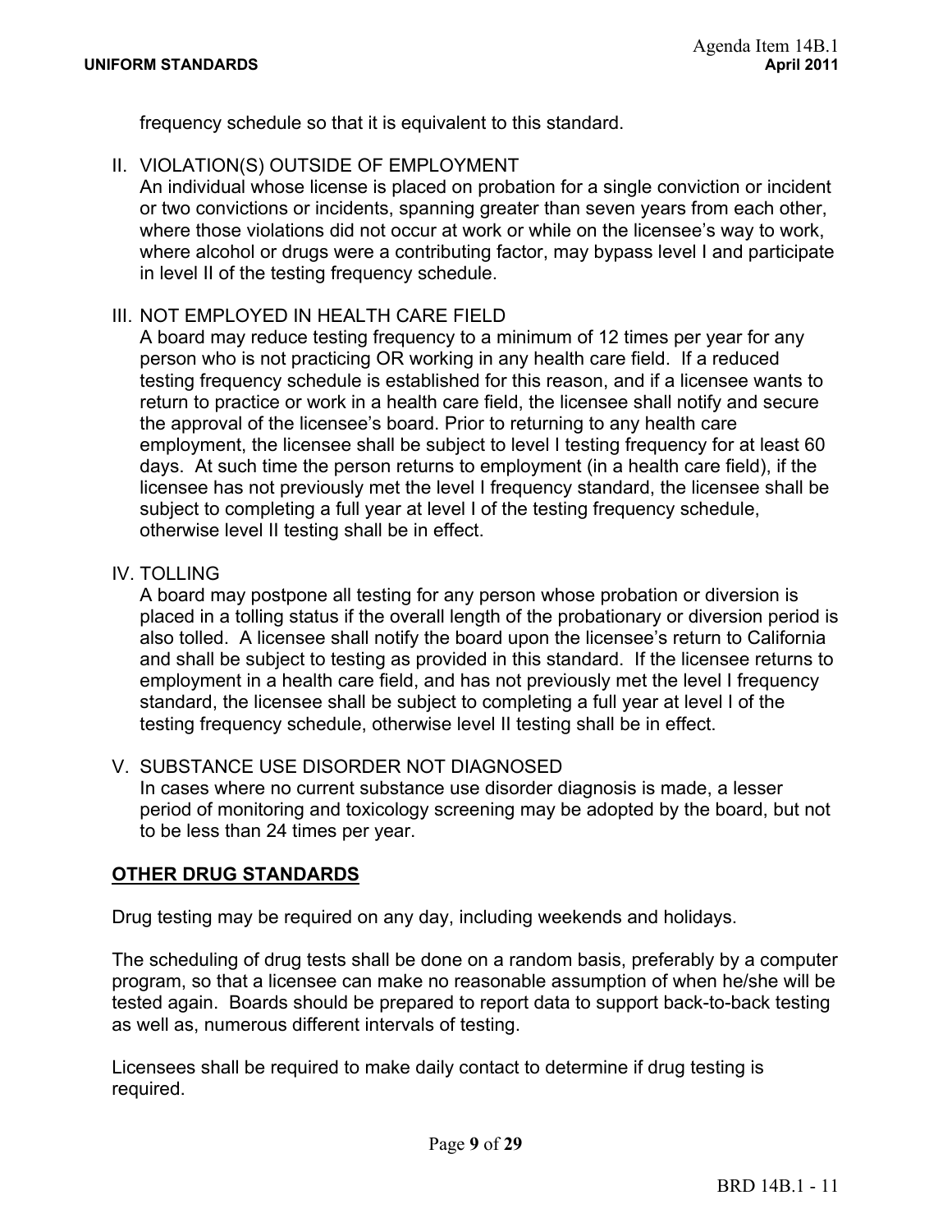frequency schedule so that it is equivalent to this standard.

II. VIOLATION(S) OUTSIDE OF EMPLOYMENT
An individual whose license is placed on probation for a single conviction or incident or two convictions or incidents, spanning greater than seven years from each other, where those violations did not occur at work or while on the licensee's way to work, where alcohol or drugs were a contributing factor, may bypass level I and participate in level II of the testing frequency schedule.

III. NOT EMPLOYED IN HEALTH CARE FIELD
A board may reduce testing frequency to a minimum of 12 times per year for any person who is not practicing OR working in any health care field. If a reduced testing frequency schedule is established for this reason, and if a licensee wants to return to practice or work in a health care field, the licensee shall notify and secure the approval of the licensee's board. Prior to returning to any health care employment, the licensee shall be subject to level I testing frequency for at least 60 days. At such time the person returns to employment (in a health care field), if the licensee has not previously met the level I frequency standard, the licensee shall be subject to completing a full year at level I of the testing frequency schedule, otherwise level II testing shall be in effect.

IV. TOLLING
A board may postpone all testing for any person whose probation or diversion is placed in a tolling status if the overall length of the probationary or diversion period is also tolled. A licensee shall notify the board upon the licensee's return to California and shall be subject to testing as provided in this standard. If the licensee returns to employment in a health care field, and has not previously met the level I frequency standard, the licensee shall be subject to completing a full year at level I of the testing frequency schedule, otherwise level II testing shall be in effect.

V. SUBSTANCE USE DISORDER NOT DIAGNOSED
In cases where no current substance use disorder diagnosis is made, a lesser period of monitoring and toxicology screening may be adopted by the board, but not to be less than 24 times per year.

## OTHER DRUG STANDARDS

Drug testing may be required on any day, including weekends and holidays.

The scheduling of drug tests shall be done on a random basis, preferably by a computer program, so that a licensee can make no reasonable assumption of when he/she will be tested again. Boards should be prepared to report data to support back-to-back testing as well as, numerous different intervals of testing.

Licensees shall be required to make daily contact to determine if drug testing is required.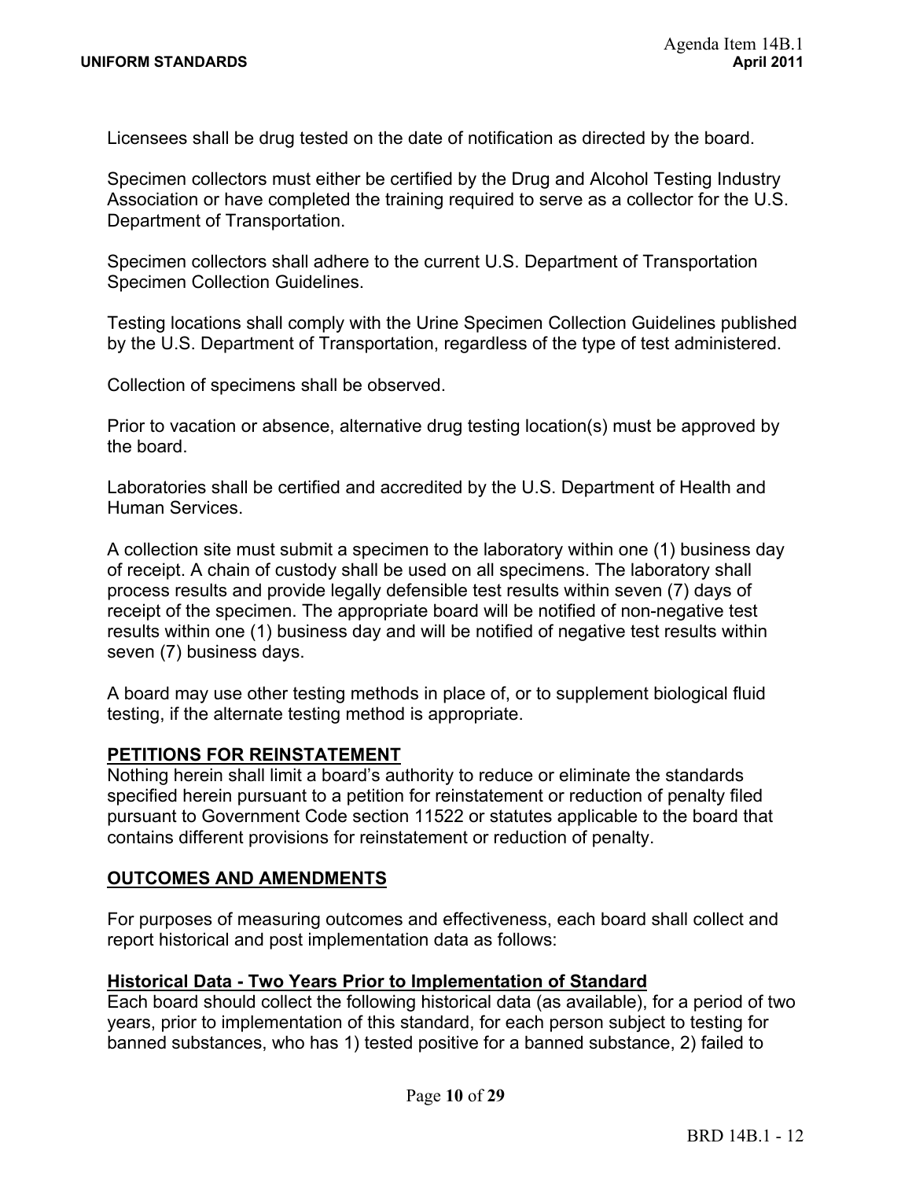Licensees shall be drug tested on the date of notification as directed by the board.

Specimen collectors must either be certified by the Drug and Alcohol Testing Industry Association or have completed the training required to serve as a collector for the U.S. Department of Transportation.

Specimen collectors shall adhere to the current U.S. Department of Transportation Specimen Collection Guidelines.

Testing locations shall comply with the Urine Specimen Collection Guidelines published by the U.S. Department of Transportation, regardless of the type of test administered.

Collection of specimens shall be observed.

Prior to vacation or absence, alternative drug testing location(s) must be approved by the board.

Laboratories shall be certified and accredited by the U.S. Department of Health and Human Services.

A collection site must submit a specimen to the laboratory within one (1) business day of receipt. A chain of custody shall be used on all specimens. The laboratory shall process results and provide legally defensible test results within seven (7) days of receipt of the specimen. The appropriate board will be notified of non-negative test results within one (1) business day and will be notified of negative test results within seven (7) business days.

A board may use other testing methods in place of, or to supplement biological fluid testing, if the alternate testing method is appropriate.

## PETITIONS FOR REINSTATEMENT

Nothing herein shall limit a board's authority to reduce or eliminate the standards specified herein pursuant to a petition for reinstatement or reduction of penalty filed pursuant to Government Code section 11522 or statutes applicable to the board that contains different provisions for reinstatement or reduction of penalty.

## OUTCOMES AND AMENDMENTS

For purposes of measuring outcomes and effectiveness, each board shall collect and report historical and post implementation data as follows:

### Historical Data - Two Years Prior to Implementation of Standard

Each board should collect the following historical data (as available), for a period of two years, prior to implementation of this standard, for each person subject to testing for banned substances, who has 1) tested positive for a banned substance, 2) failed to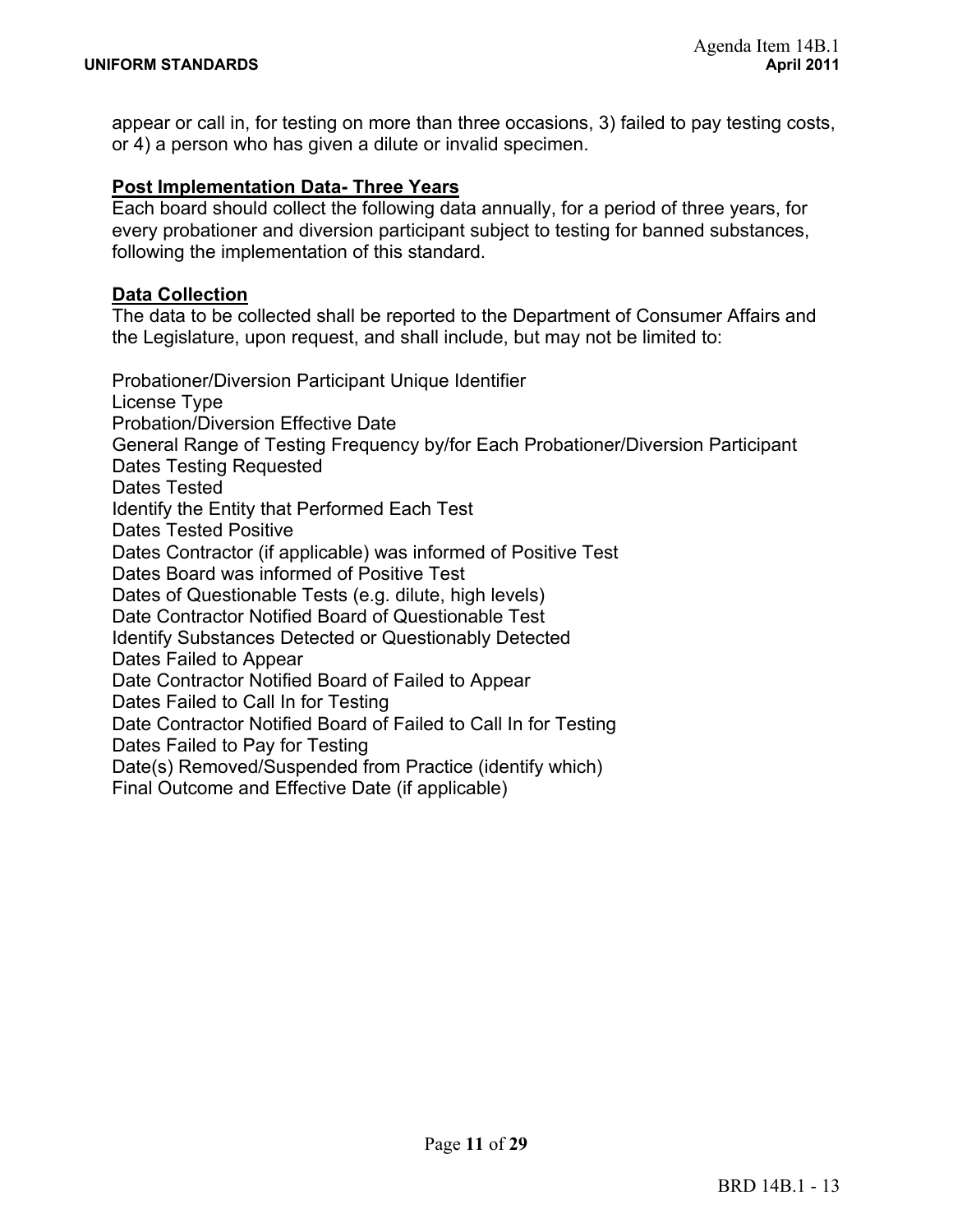appear or call in, for testing on more than three occasions, 3) failed to pay testing costs, or 4) a person who has given a dilute or invalid specimen.

**Post Implementation Data- Three Years**

Each board should collect the following data annually, for a period of three years, for every probationer and diversion participant subject to testing for banned substances, following the implementation of this standard.

**Data Collection**

The data to be collected shall be reported to the Department of Consumer Affairs and the Legislature, upon request, and shall include, but may not be limited to:

Probationer/Diversion Participant Unique Identifier
License Type
Probation/Diversion Effective Date
General Range of Testing Frequency by/for Each Probationer/Diversion Participant
Dates Testing Requested
Dates Tested
Identify the Entity that Performed Each Test
Dates Tested Positive
Dates Contractor (if applicable) was informed of Positive Test
Dates Board was informed of Positive Test
Dates of Questionable Tests (e.g. dilute, high levels)
Date Contractor Notified Board of Questionable Test
Identify Substances Detected or Questionably Detected
Dates Failed to Appear
Date Contractor Notified Board of Failed to Appear
Dates Failed to Call In for Testing
Date Contractor Notified Board of Failed to Call In for Testing
Dates Failed to Pay for Testing
Date(s) Removed/Suspended from Practice (identify which)
Final Outcome and Effective Date (if applicable)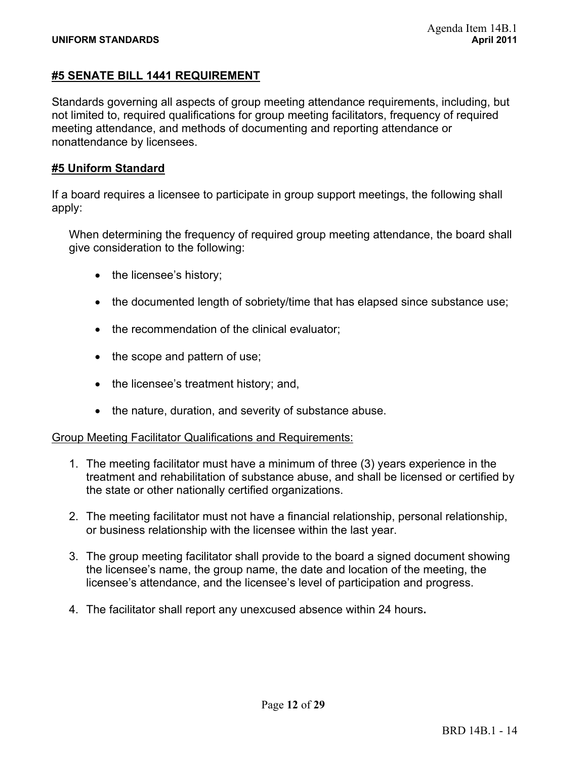## #5 SENATE BILL 1441 REQUIREMENT

Standards governing all aspects of group meeting attendance requirements, including, but not limited to, required qualifications for group meeting facilitators, frequency of required meeting attendance, and methods of documenting and reporting attendance or nonattendance by licensees.

## #5 Uniform Standard

If a board requires a licensee to participate in group support meetings, the following shall apply:

When determining the frequency of required group meeting attendance, the board shall give consideration to the following:

- the licensee's history;
- the documented length of sobriety/time that has elapsed since substance use;
- the recommendation of the clinical evaluator;
- the scope and pattern of use;
- the licensee's treatment history; and,
- the nature, duration, and severity of substance abuse.

Group Meeting Facilitator Qualifications and Requirements:

1. The meeting facilitator must have a minimum of three (3) years experience in the treatment and rehabilitation of substance abuse, and shall be licensed or certified by the state or other nationally certified organizations.
2. The meeting facilitator must not have a financial relationship, personal relationship, or business relationship with the licensee within the last year.
3. The group meeting facilitator shall provide to the board a signed document showing the licensee's name, the group name, the date and location of the meeting, the licensee's attendance, and the licensee's level of participation and progress.
4. The facilitator shall report any unexcused absence within 24 hours**.**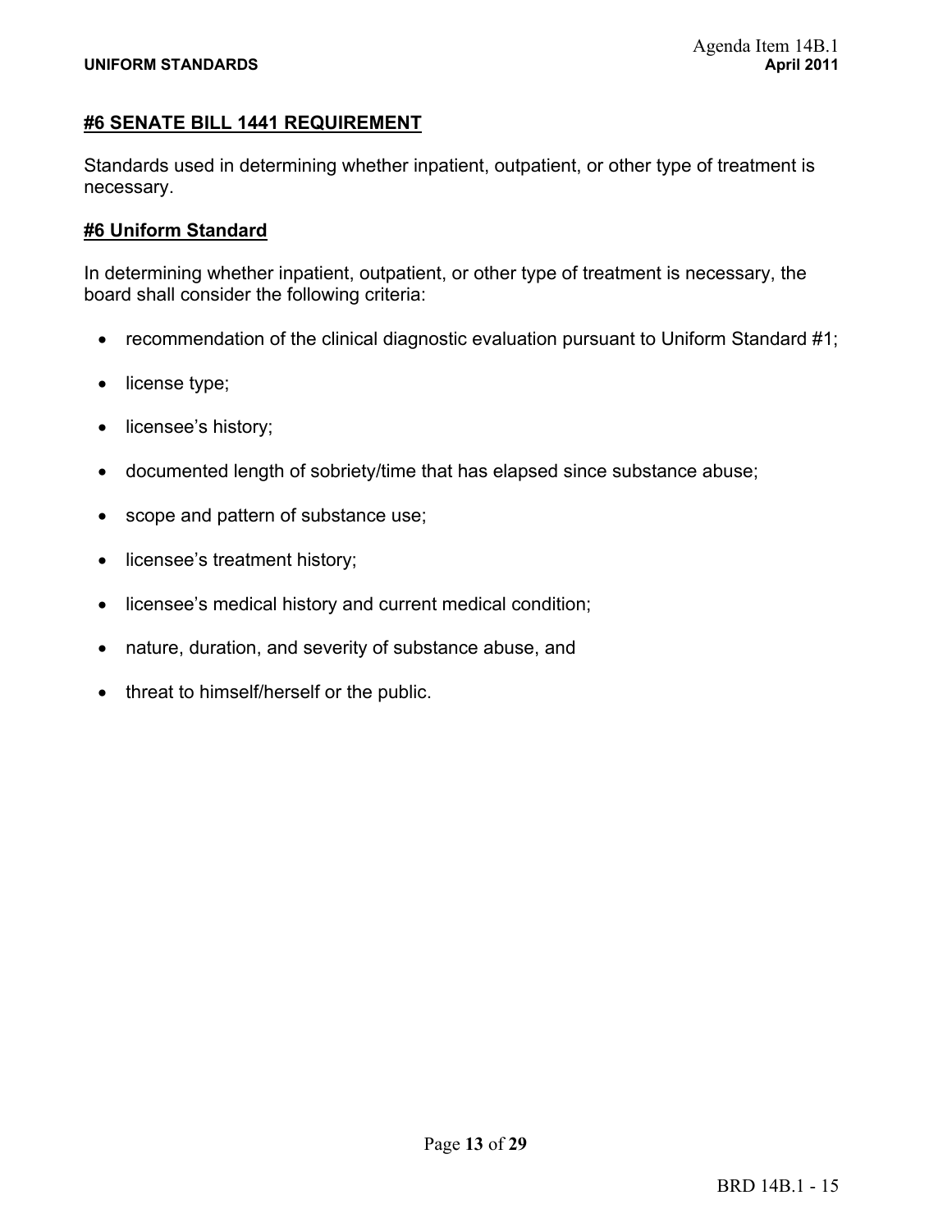## #6 SENATE BILL 1441 REQUIREMENT

Standards used in determining whether inpatient, outpatient, or other type of treatment is necessary.

## #6 Uniform Standard

In determining whether inpatient, outpatient, or other type of treatment is necessary, the board shall consider the following criteria:

- recommendation of the clinical diagnostic evaluation pursuant to Uniform Standard #1;
- license type;
- licensee's history;
- documented length of sobriety/time that has elapsed since substance abuse;
- scope and pattern of substance use;
- licensee's treatment history;
- licensee's medical history and current medical condition;
- nature, duration, and severity of substance abuse, and
- threat to himself/herself or the public.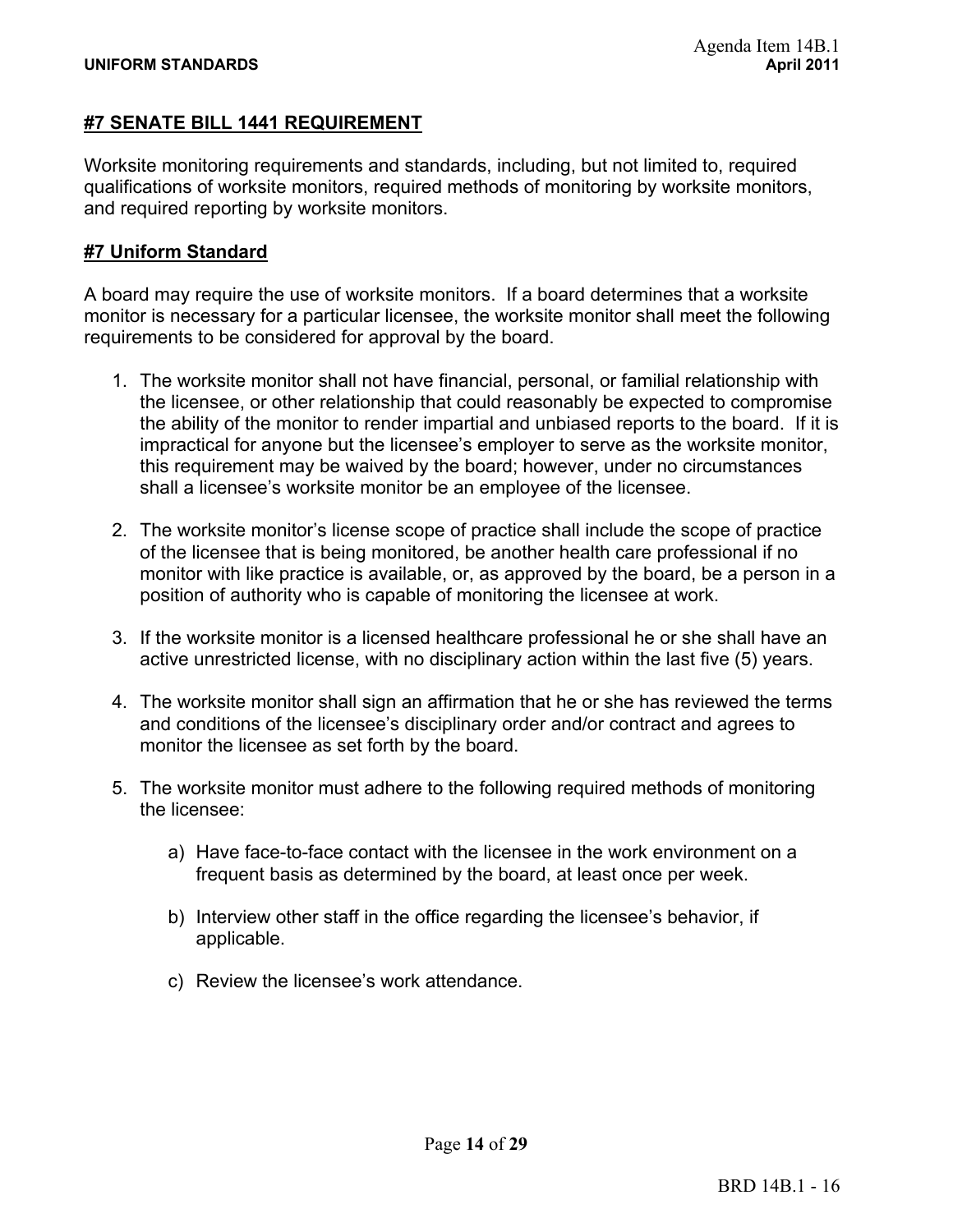## #7 SENATE BILL 1441 REQUIREMENT

Worksite monitoring requirements and standards, including, but not limited to, required qualifications of worksite monitors, required methods of monitoring by worksite monitors, and required reporting by worksite monitors.

## #7 Uniform Standard

A board may require the use of worksite monitors. If a board determines that a worksite monitor is necessary for a particular licensee, the worksite monitor shall meet the following requirements to be considered for approval by the board.

1. The worksite monitor shall not have financial, personal, or familial relationship with the licensee, or other relationship that could reasonably be expected to compromise the ability of the monitor to render impartial and unbiased reports to the board. If it is impractical for anyone but the licensee's employer to serve as the worksite monitor, this requirement may be waived by the board; however, under no circumstances shall a licensee's worksite monitor be an employee of the licensee.

2. The worksite monitor's license scope of practice shall include the scope of practice of the licensee that is being monitored, be another health care professional if no monitor with like practice is available, or, as approved by the board, be a person in a position of authority who is capable of monitoring the licensee at work.

3. If the worksite monitor is a licensed healthcare professional he or she shall have an active unrestricted license, with no disciplinary action within the last five (5) years.

4. The worksite monitor shall sign an affirmation that he or she has reviewed the terms and conditions of the licensee's disciplinary order and/or contract and agrees to monitor the licensee as set forth by the board.

5. The worksite monitor must adhere to the following required methods of monitoring the licensee:

    a) Have face-to-face contact with the licensee in the work environment on a frequent basis as determined by the board, at least once per week.

    b) Interview other staff in the office regarding the licensee's behavior, if applicable.

    c) Review the licensee's work attendance.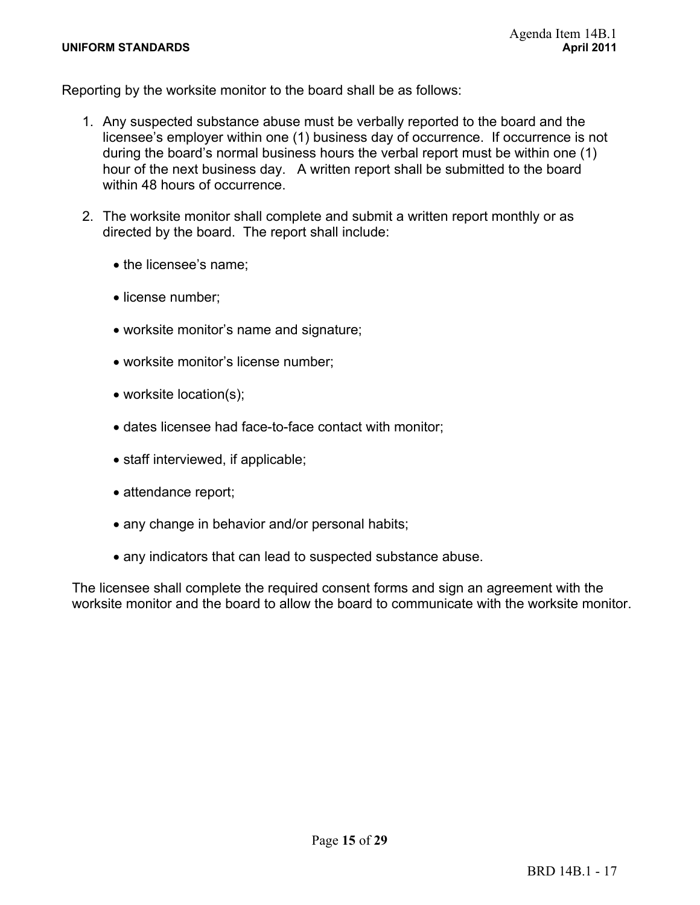Reporting by the worksite monitor to the board shall be as follows:

1. Any suspected substance abuse must be verbally reported to the board and the licensee's employer within one (1) business day of occurrence. If occurrence is not during the board's normal business hours the verbal report must be within one (1) hour of the next business day. A written report shall be submitted to the board within 48 hours of occurrence.

2. The worksite monitor shall complete and submit a written report monthly or as directed by the board. The report shall include:

   - the licensee's name;
   - license number;
   - worksite monitor's name and signature;
   - worksite monitor's license number;
   - worksite location(s);
   - dates licensee had face-to-face contact with monitor;
   - staff interviewed, if applicable;
   - attendance report;
   - any change in behavior and/or personal habits;
   - any indicators that can lead to suspected substance abuse.

The licensee shall complete the required consent forms and sign an agreement with the worksite monitor and the board to allow the board to communicate with the worksite monitor.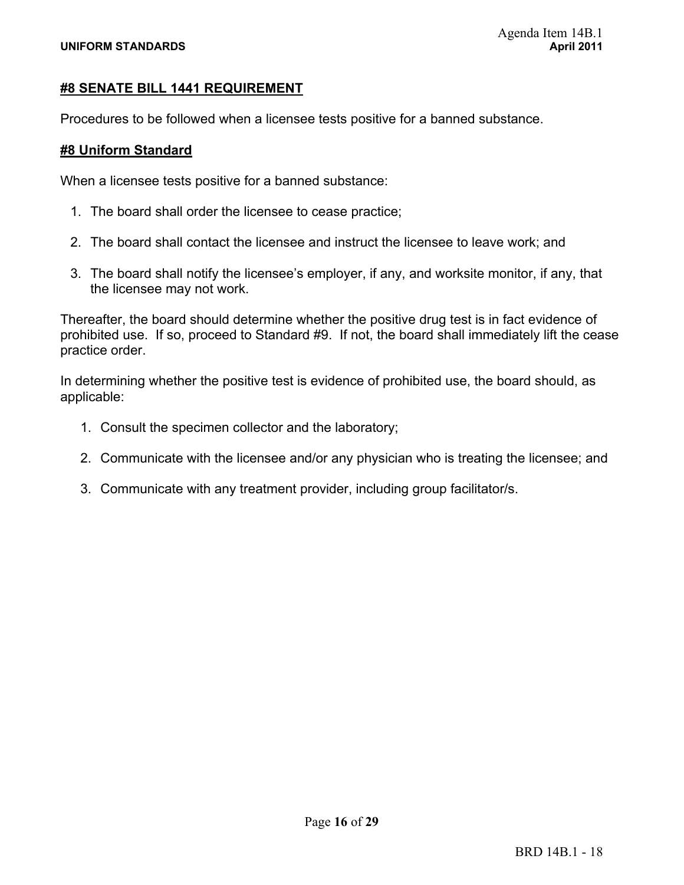## #8 SENATE BILL 1441 REQUIREMENT

Procedures to be followed when a licensee tests positive for a banned substance.

## #8 Uniform Standard

When a licensee tests positive for a banned substance:

1. The board shall order the licensee to cease practice;
2. The board shall contact the licensee and instruct the licensee to leave work; and
3. The board shall notify the licensee's employer, if any, and worksite monitor, if any, that the licensee may not work.

Thereafter, the board should determine whether the positive drug test is in fact evidence of prohibited use. If so, proceed to Standard #9. If not, the board shall immediately lift the cease practice order.

In determining whether the positive test is evidence of prohibited use, the board should, as applicable:

1. Consult the specimen collector and the laboratory;
2. Communicate with the licensee and/or any physician who is treating the licensee; and
3. Communicate with any treatment provider, including group facilitator/s.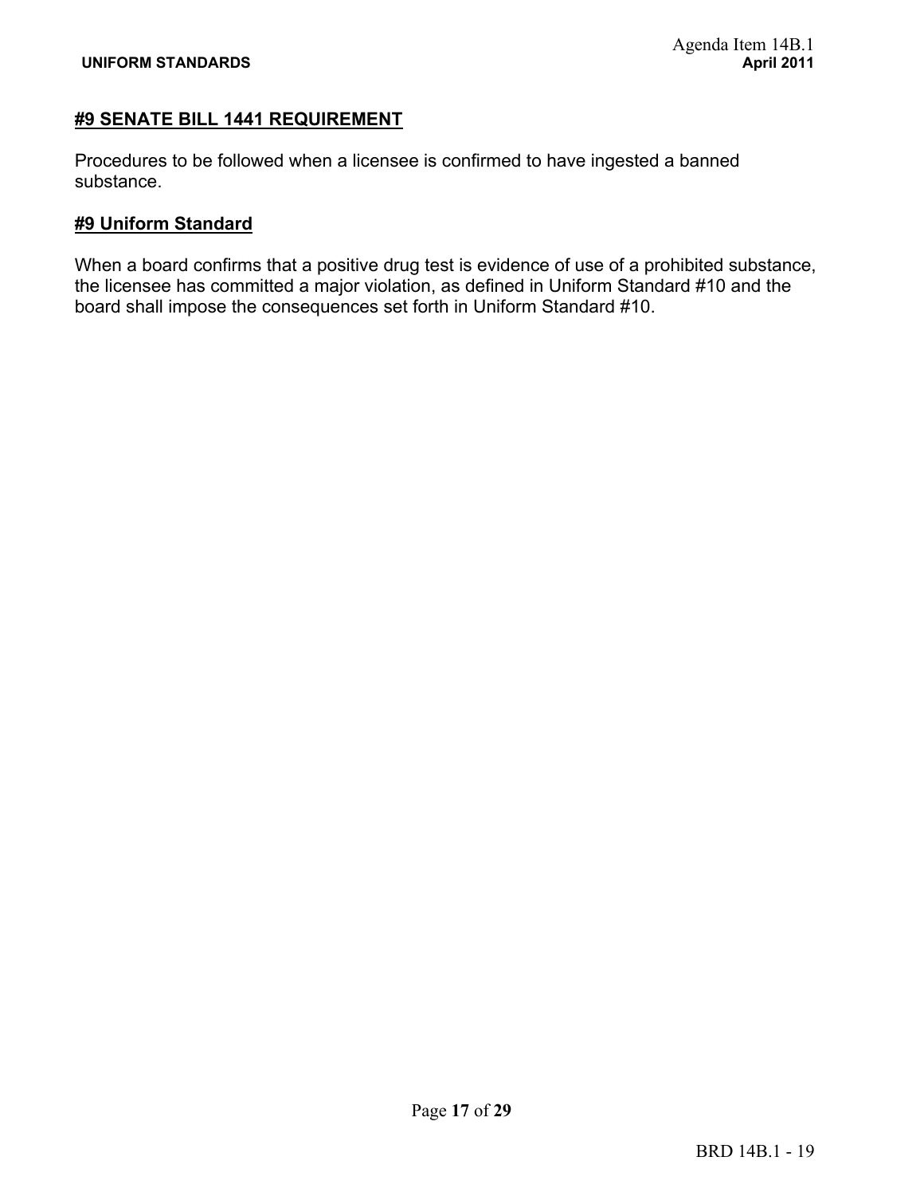## #9 SENATE BILL 1441 REQUIREMENT

Procedures to be followed when a licensee is confirmed to have ingested a banned substance.

## #9 Uniform Standard

When a board confirms that a positive drug test is evidence of use of a prohibited substance, the licensee has committed a major violation, as defined in Uniform Standard #10 and the board shall impose the consequences set forth in Uniform Standard #10.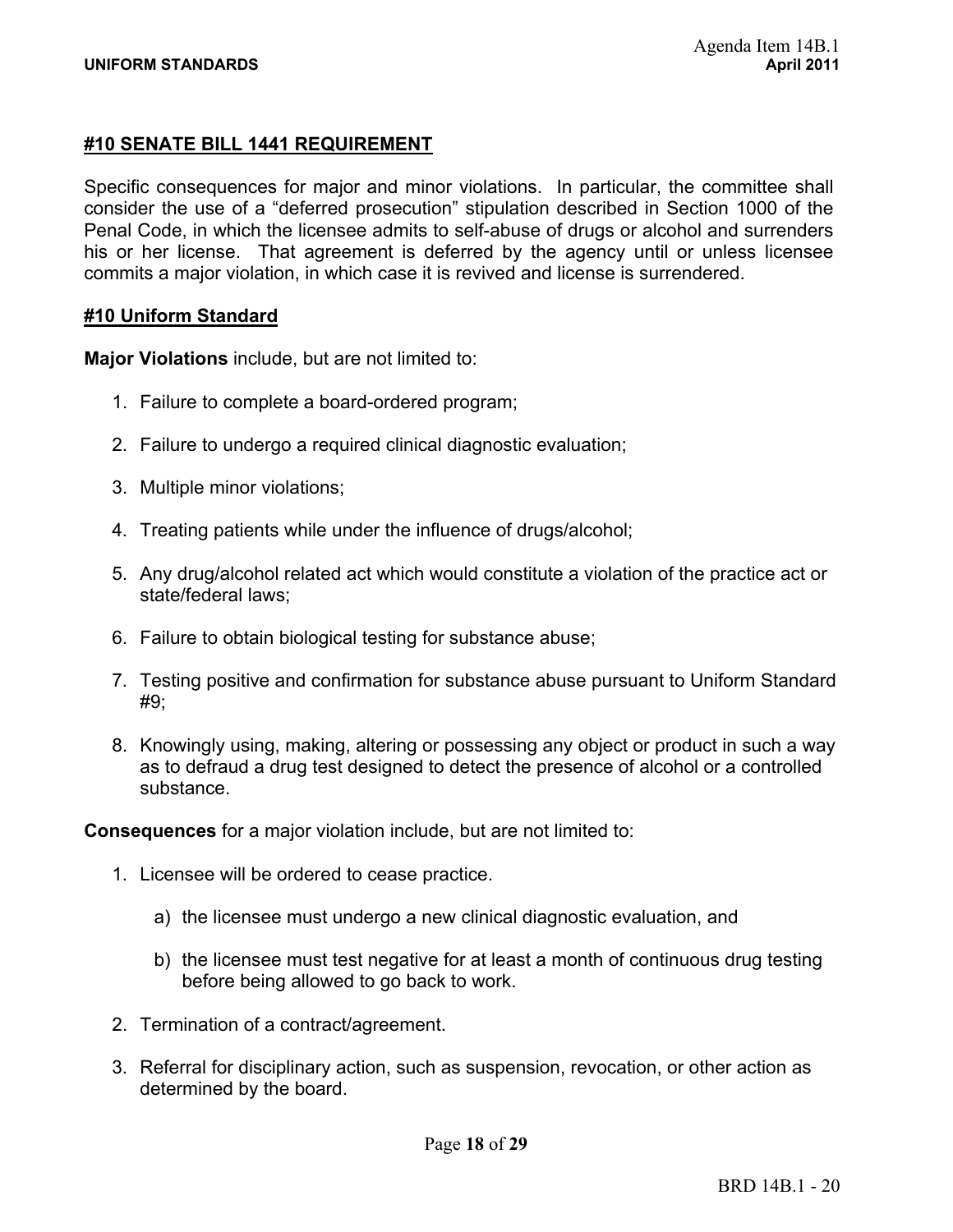### #10 SENATE BILL 1441 REQUIREMENT

Specific consequences for major and minor violations. In particular, the committee shall consider the use of a "deferred prosecution" stipulation described in Section 1000 of the Penal Code, in which the licensee admits to self-abuse of drugs or alcohol and surrenders his or her license. That agreement is deferred by the agency until or unless licensee commits a major violation, in which case it is revived and license is surrendered.

### #10 Uniform Standard

**Major Violations** include, but are not limited to:

1. Failure to complete a board-ordered program;

2. Failure to undergo a required clinical diagnostic evaluation;

3. Multiple minor violations;

4. Treating patients while under the influence of drugs/alcohol;

5. Any drug/alcohol related act which would constitute a violation of the practice act or state/federal laws;

6. Failure to obtain biological testing for substance abuse;

7. Testing positive and confirmation for substance abuse pursuant to Uniform Standard #9;

8. Knowingly using, making, altering or possessing any object or product in such a way as to defraud a drug test designed to detect the presence of alcohol or a controlled substance.

**Consequences** for a major violation include, but are not limited to:

1. Licensee will be ordered to cease practice.

   a) the licensee must undergo a new clinical diagnostic evaluation, and

   b) the licensee must test negative for at least a month of continuous drug testing before being allowed to go back to work.

2. Termination of a contract/agreement.

3. Referral for disciplinary action, such as suspension, revocation, or other action as determined by the board.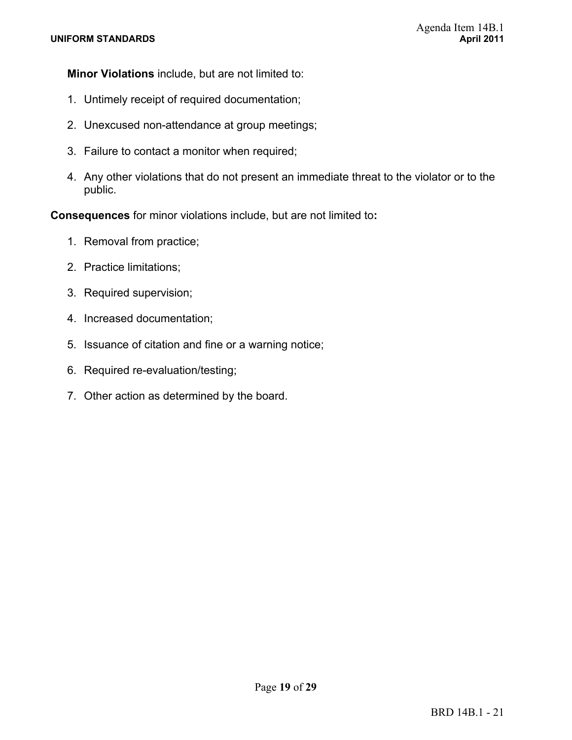**Minor Violations** include, but are not limited to:

1. Untimely receipt of required documentation;
2. Unexcused non-attendance at group meetings;
3. Failure to contact a monitor when required;
4. Any other violations that do not present an immediate threat to the violator or to the public.

**Consequences** for minor violations include, but are not limited to**:**

1. Removal from practice;
2. Practice limitations;
3. Required supervision;
4. Increased documentation;
5. Issuance of citation and fine or a warning notice;
6. Required re-evaluation/testing;
7. Other action as determined by the board.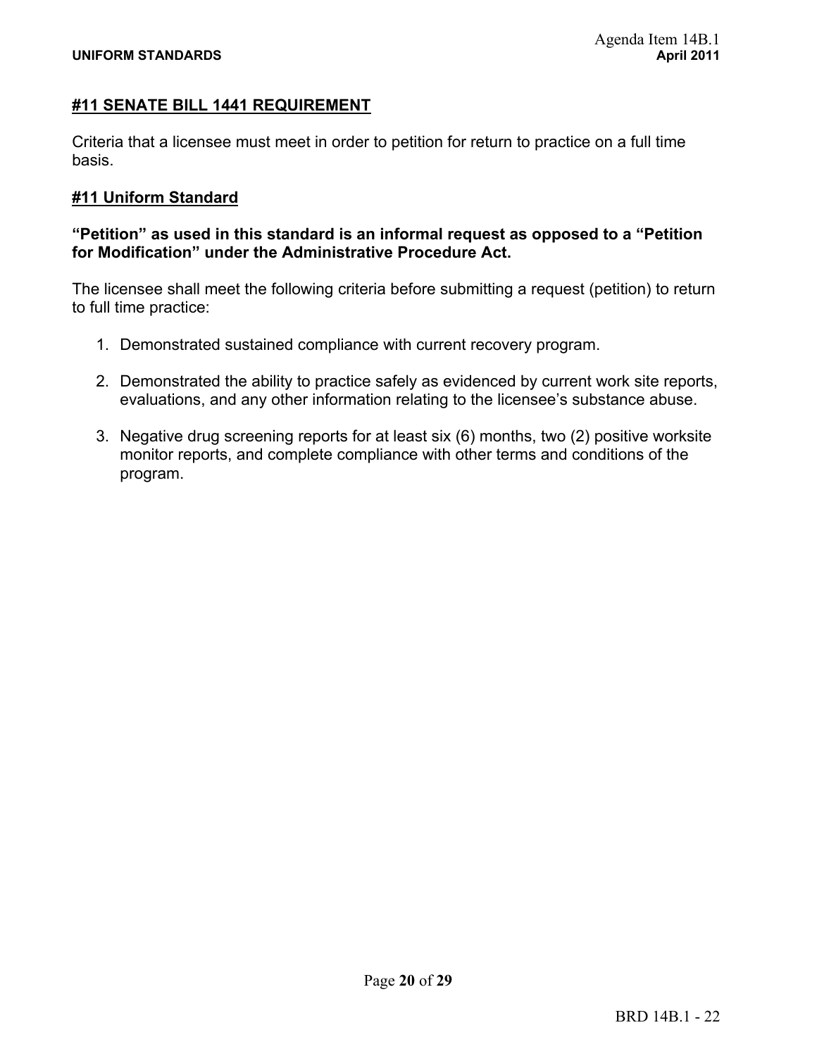## #11 SENATE BILL 1441 REQUIREMENT

Criteria that a licensee must meet in order to petition for return to practice on a full time basis.

## #11 Uniform Standard

**“Petition” as used in this standard is an informal request as opposed to a “Petition for Modification” under the Administrative Procedure Act.**

The licensee shall meet the following criteria before submitting a request (petition) to return to full time practice:

1. Demonstrated sustained compliance with current recovery program.

2. Demonstrated the ability to practice safely as evidenced by current work site reports, evaluations, and any other information relating to the licensee’s substance abuse.

3. Negative drug screening reports for at least six (6) months, two (2) positive worksite monitor reports, and complete compliance with other terms and conditions of the program.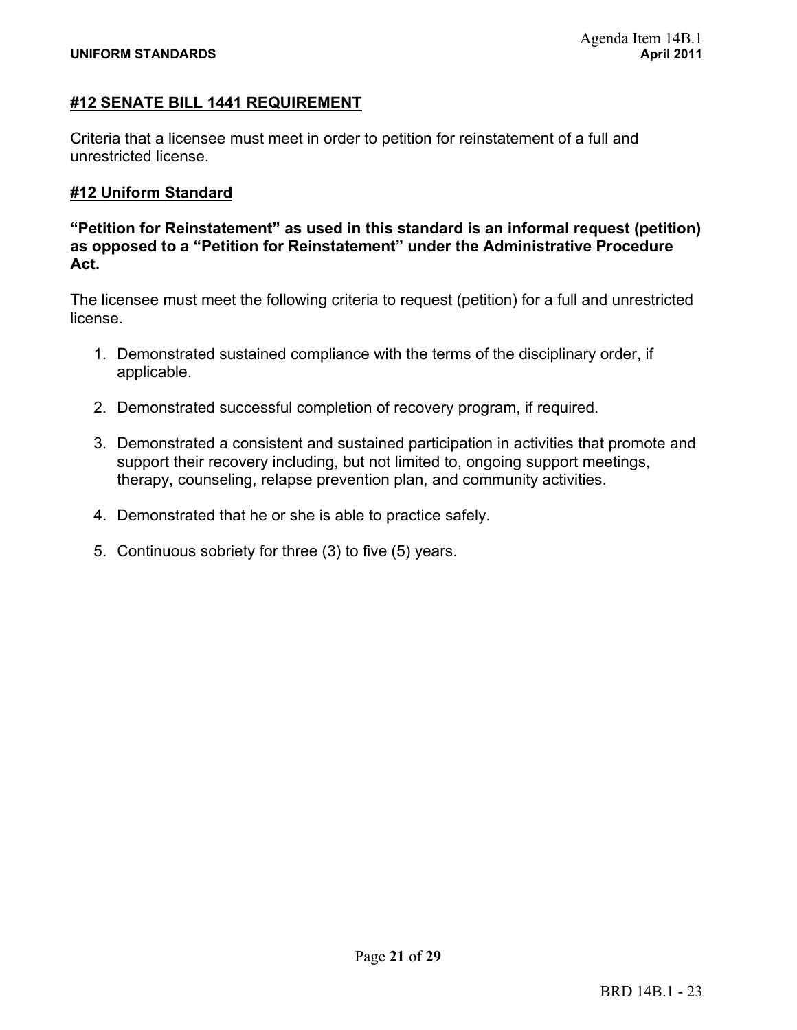## #12 SENATE BILL 1441 REQUIREMENT

Criteria that a licensee must meet in order to petition for reinstatement of a full and unrestricted license.

## #12 Uniform Standard

**"Petition for Reinstatement" as used in this standard is an informal request (petition) as opposed to a "Petition for Reinstatement" under the Administrative Procedure Act.**

The licensee must meet the following criteria to request (petition) for a full and unrestricted license.

1. Demonstrated sustained compliance with the terms of the disciplinary order, if applicable.

2. Demonstrated successful completion of recovery program, if required.

3. Demonstrated a consistent and sustained participation in activities that promote and support their recovery including, but not limited to, ongoing support meetings, therapy, counseling, relapse prevention plan, and community activities.

4. Demonstrated that he or she is able to practice safely.

5. Continuous sobriety for three (3) to five (5) years.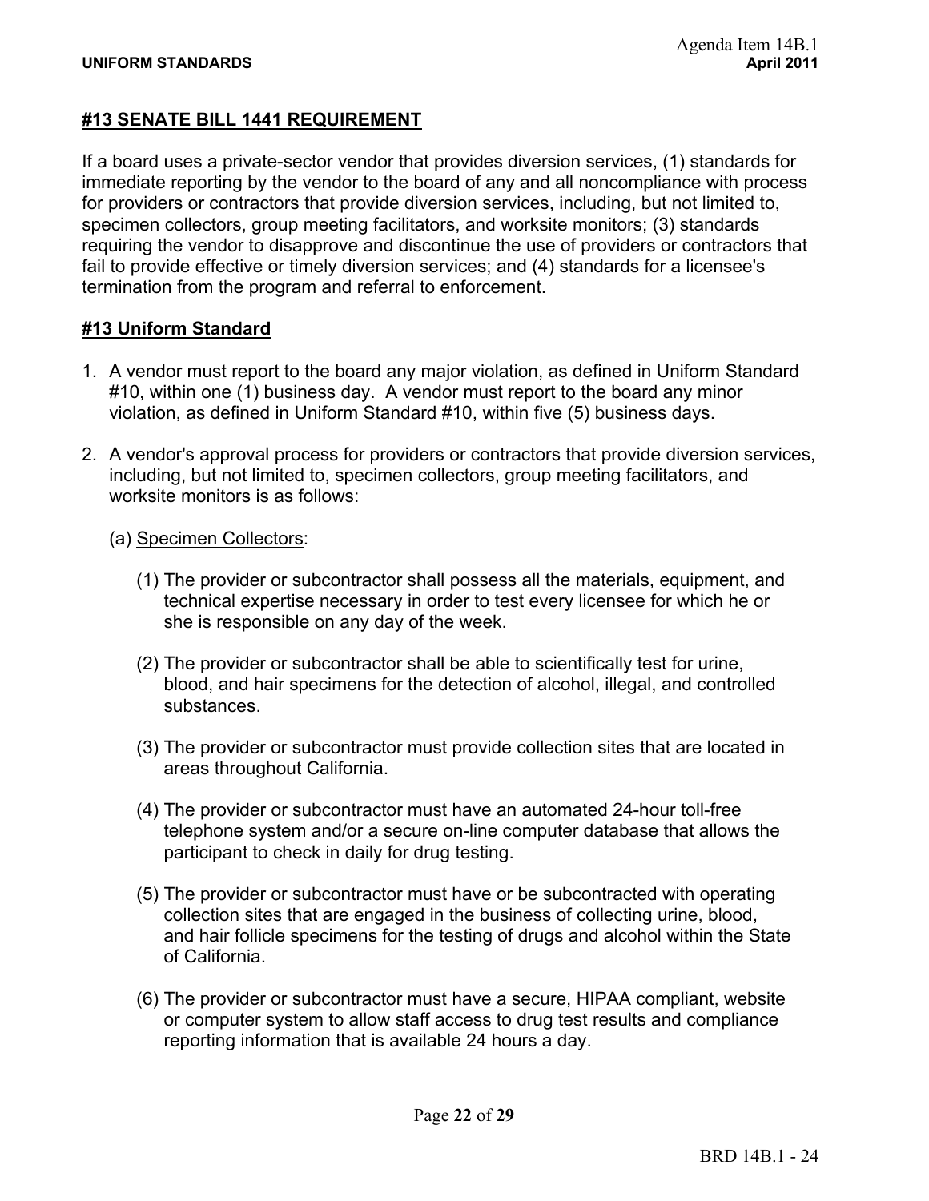## #13 SENATE BILL 1441 REQUIREMENT

If a board uses a private-sector vendor that provides diversion services, (1) standards for immediate reporting by the vendor to the board of any and all noncompliance with process for providers or contractors that provide diversion services, including, but not limited to, specimen collectors, group meeting facilitators, and worksite monitors; (3) standards requiring the vendor to disapprove and discontinue the use of providers or contractors that fail to provide effective or timely diversion services; and (4) standards for a licensee's termination from the program and referral to enforcement.

## #13 Uniform Standard

1. A vendor must report to the board any major violation, as defined in Uniform Standard #10, within one (1) business day. A vendor must report to the board any minor violation, as defined in Uniform Standard #10, within five (5) business days.

2. A vendor's approval process for providers or contractors that provide diversion services, including, but not limited to, specimen collectors, group meeting facilitators, and worksite monitors is as follows:

   (a) Specimen Collectors:

      (1) The provider or subcontractor shall possess all the materials, equipment, and technical expertise necessary in order to test every licensee for which he or she is responsible on any day of the week.

      (2) The provider or subcontractor shall be able to scientifically test for urine, blood, and hair specimens for the detection of alcohol, illegal, and controlled substances.

      (3) The provider or subcontractor must provide collection sites that are located in areas throughout California.

      (4) The provider or subcontractor must have an automated 24-hour toll-free telephone system and/or a secure on-line computer database that allows the participant to check in daily for drug testing.

      (5) The provider or subcontractor must have or be subcontracted with operating collection sites that are engaged in the business of collecting urine, blood, and hair follicle specimens for the testing of drugs and alcohol within the State of California.

      (6) The provider or subcontractor must have a secure, HIPAA compliant, website or computer system to allow staff access to drug test results and compliance reporting information that is available 24 hours a day.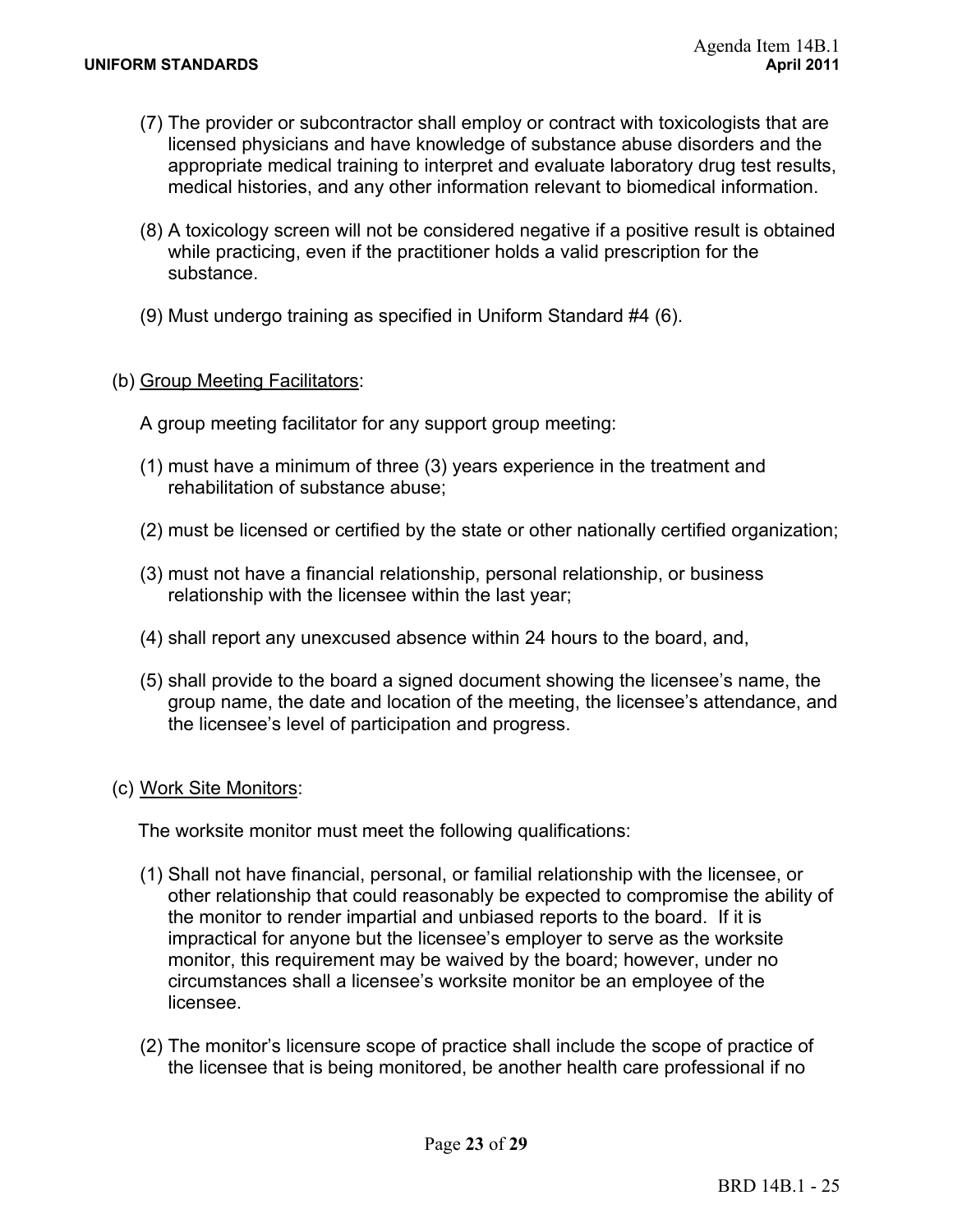(7) The provider or subcontractor shall employ or contract with toxicologists that are licensed physicians and have knowledge of substance abuse disorders and the appropriate medical training to interpret and evaluate laboratory drug test results, medical histories, and any other information relevant to biomedical information.

(8) A toxicology screen will not be considered negative if a positive result is obtained while practicing, even if the practitioner holds a valid prescription for the substance.

(9) Must undergo training as specified in Uniform Standard #4 (6).

(b) Group Meeting Facilitators:

A group meeting facilitator for any support group meeting:

(1) must have a minimum of three (3) years experience in the treatment and rehabilitation of substance abuse;

(2) must be licensed or certified by the state or other nationally certified organization;

(3) must not have a financial relationship, personal relationship, or business relationship with the licensee within the last year;

(4) shall report any unexcused absence within 24 hours to the board, and,

(5) shall provide to the board a signed document showing the licensee's name, the group name, the date and location of the meeting, the licensee's attendance, and the licensee's level of participation and progress.

(c) Work Site Monitors:

The worksite monitor must meet the following qualifications:

(1) Shall not have financial, personal, or familial relationship with the licensee, or other relationship that could reasonably be expected to compromise the ability of the monitor to render impartial and unbiased reports to the board. If it is impractical for anyone but the licensee's employer to serve as the worksite monitor, this requirement may be waived by the board; however, under no circumstances shall a licensee's worksite monitor be an employee of the licensee.

(2) The monitor's licensure scope of practice shall include the scope of practice of the licensee that is being monitored, be another health care professional if no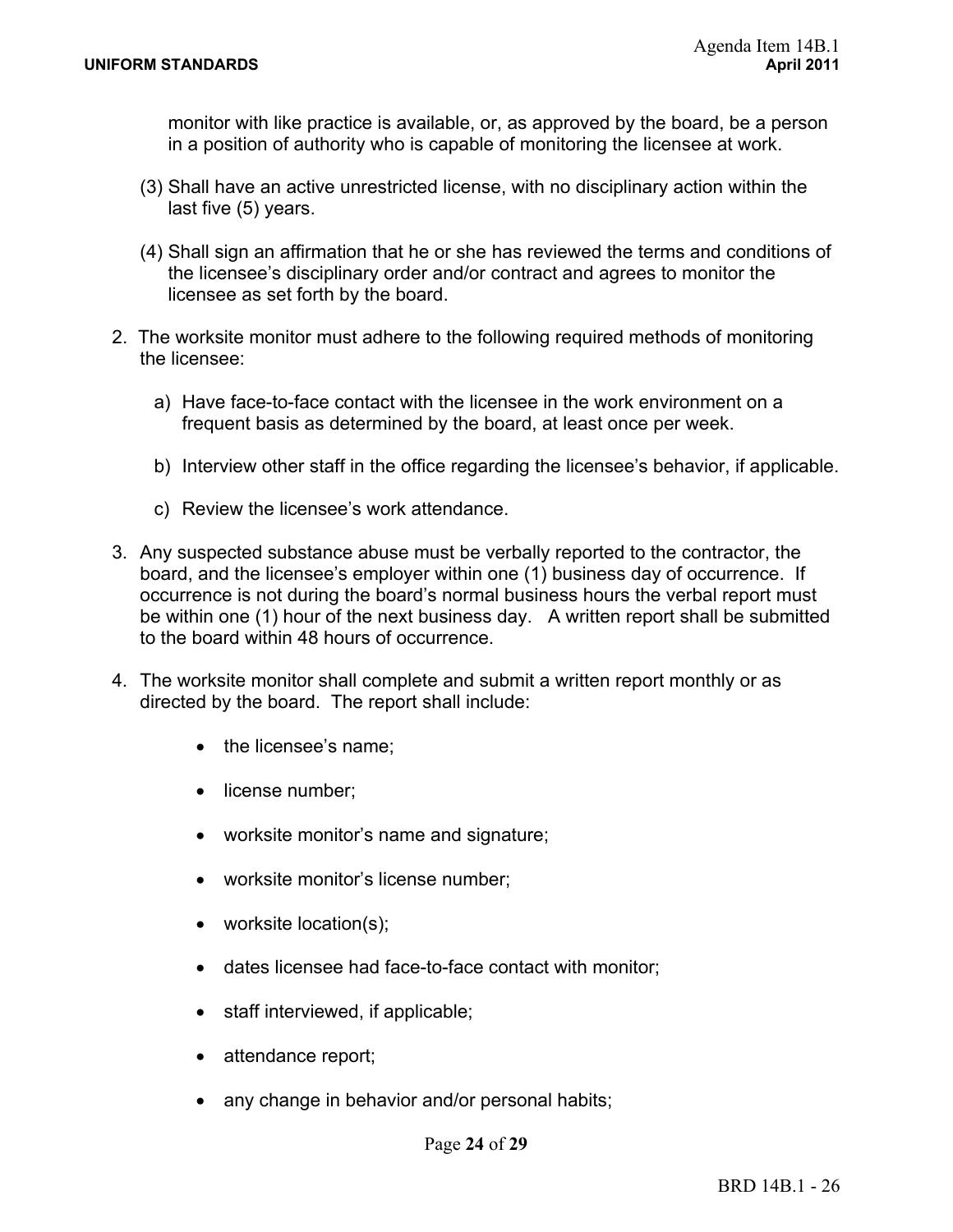monitor with like practice is available, or, as approved by the board, be a person in a position of authority who is capable of monitoring the licensee at work.

(3) Shall have an active unrestricted license, with no disciplinary action within the last five (5) years.

(4) Shall sign an affirmation that he or she has reviewed the terms and conditions of the licensee's disciplinary order and/or contract and agrees to monitor the licensee as set forth by the board.

2. The worksite monitor must adhere to the following required methods of monitoring the licensee:

   a) Have face-to-face contact with the licensee in the work environment on a frequent basis as determined by the board, at least once per week.

   b) Interview other staff in the office regarding the licensee's behavior, if applicable.

   c) Review the licensee's work attendance.

3. Any suspected substance abuse must be verbally reported to the contractor, the board, and the licensee's employer within one (1) business day of occurrence. If occurrence is not during the board's normal business hours the verbal report must be within one (1) hour of the next business day. A written report shall be submitted to the board within 48 hours of occurrence.

4. The worksite monitor shall complete and submit a written report monthly or as directed by the board. The report shall include:

   - the licensee's name;
   - license number;
   - worksite monitor's name and signature;
   - worksite monitor's license number;
   - worksite location(s);
   - dates licensee had face-to-face contact with monitor;
   - staff interviewed, if applicable;
   - attendance report;
   - any change in behavior and/or personal habits;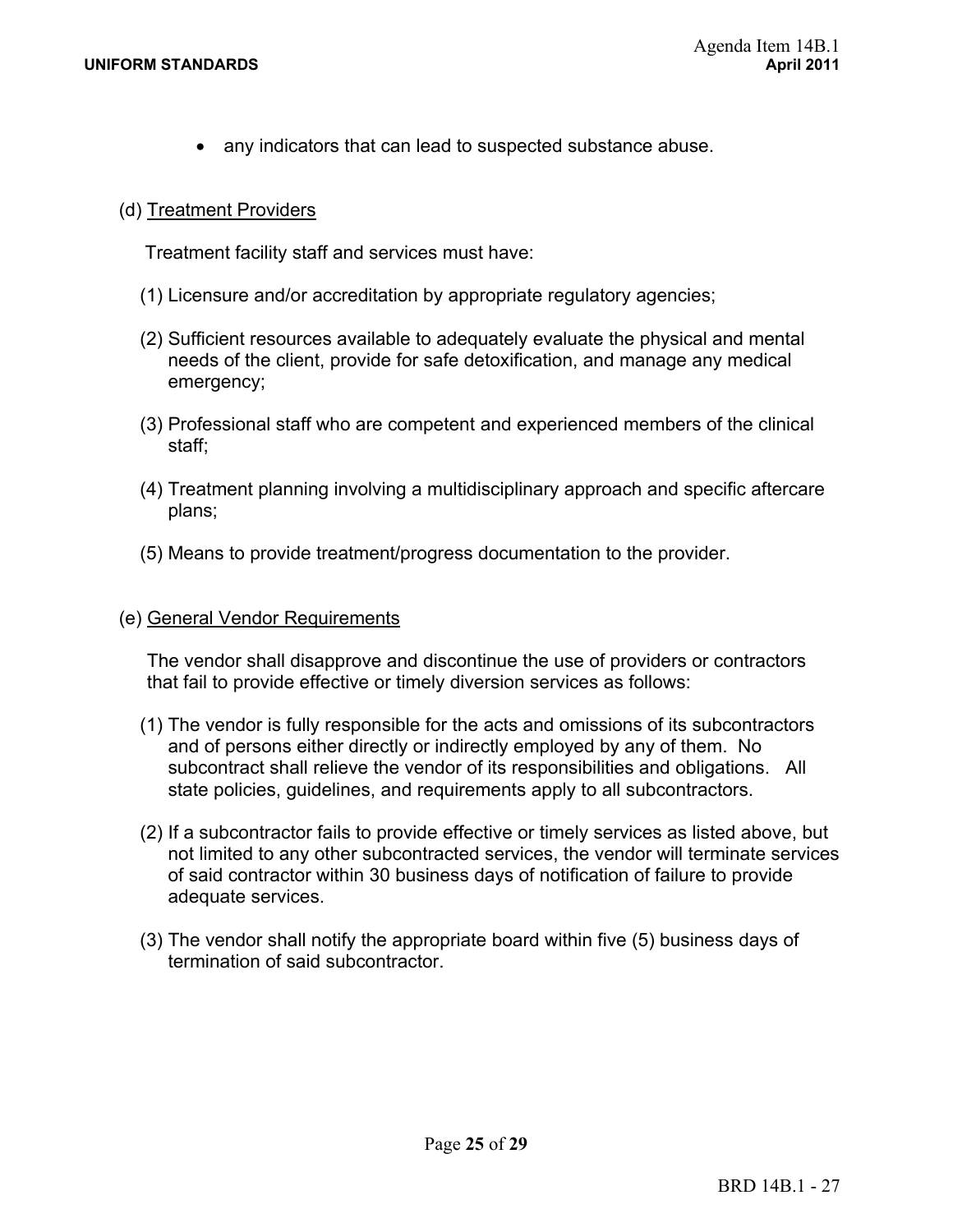- any indicators that can lead to suspected substance abuse.

(d) Treatment Providers

Treatment facility staff and services must have:

(1) Licensure and/or accreditation by appropriate regulatory agencies;

(2) Sufficient resources available to adequately evaluate the physical and mental needs of the client, provide for safe detoxification, and manage any medical emergency;

(3) Professional staff who are competent and experienced members of the clinical staff;

(4) Treatment planning involving a multidisciplinary approach and specific aftercare plans;

(5) Means to provide treatment/progress documentation to the provider.

(e) General Vendor Requirements

The vendor shall disapprove and discontinue the use of providers or contractors that fail to provide effective or timely diversion services as follows:

(1) The vendor is fully responsible for the acts and omissions of its subcontractors and of persons either directly or indirectly employed by any of them. No subcontract shall relieve the vendor of its responsibilities and obligations. All state policies, guidelines, and requirements apply to all subcontractors.

(2) If a subcontractor fails to provide effective or timely services as listed above, but not limited to any other subcontracted services, the vendor will terminate services of said contractor within 30 business days of notification of failure to provide adequate services.

(3) The vendor shall notify the appropriate board within five (5) business days of termination of said subcontractor.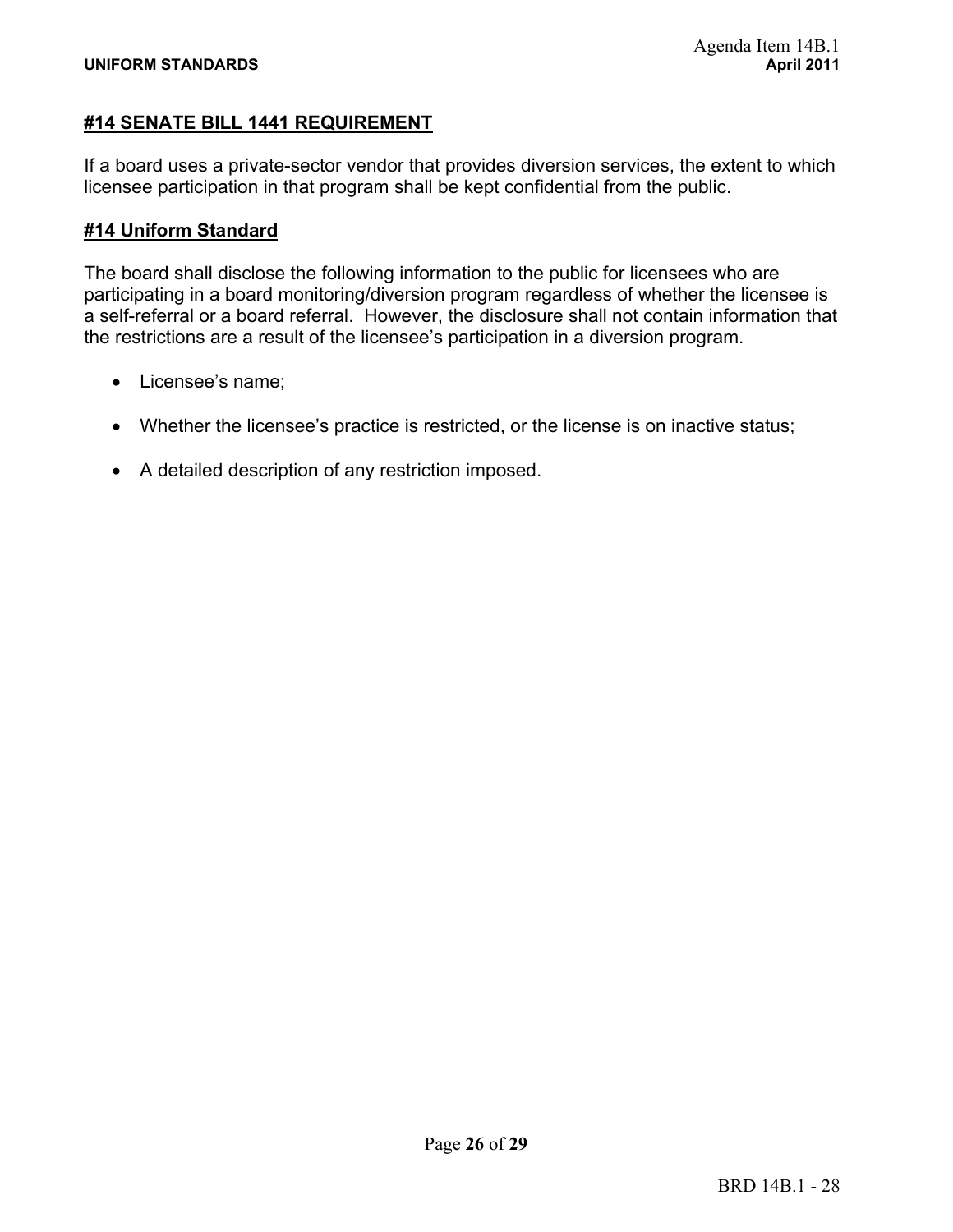## #14 SENATE BILL 1441 REQUIREMENT

If a board uses a private-sector vendor that provides diversion services, the extent to which licensee participation in that program shall be kept confidential from the public.

## #14 Uniform Standard

The board shall disclose the following information to the public for licensees who are participating in a board monitoring/diversion program regardless of whether the licensee is a self-referral or a board referral. However, the disclosure shall not contain information that the restrictions are a result of the licensee's participation in a diversion program.

- Licensee's name;
- Whether the licensee's practice is restricted, or the license is on inactive status;
- A detailed description of any restriction imposed.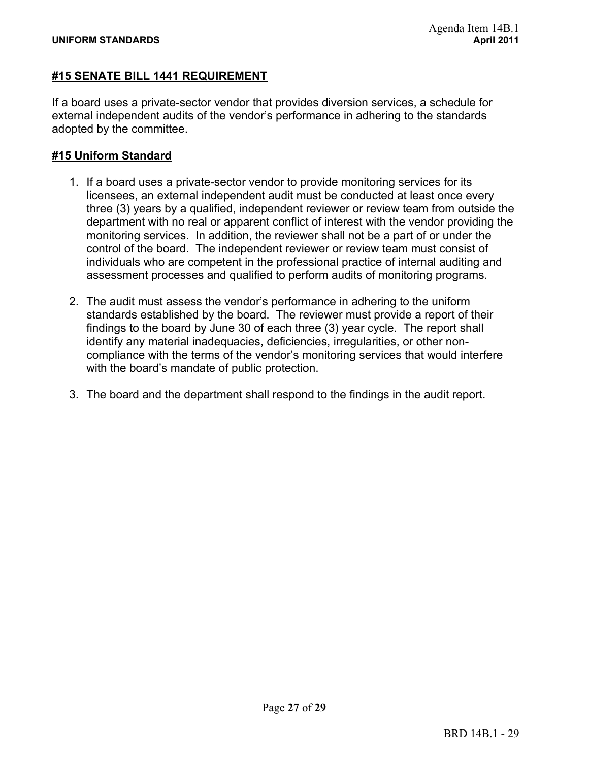## #15 SENATE BILL 1441 REQUIREMENT

If a board uses a private-sector vendor that provides diversion services, a schedule for external independent audits of the vendor's performance in adhering to the standards adopted by the committee.

## #15 Uniform Standard

1. If a board uses a private-sector vendor to provide monitoring services for its licensees, an external independent audit must be conducted at least once every three (3) years by a qualified, independent reviewer or review team from outside the department with no real or apparent conflict of interest with the vendor providing the monitoring services. In addition, the reviewer shall not be a part of or under the control of the board. The independent reviewer or review team must consist of individuals who are competent in the professional practice of internal auditing and assessment processes and qualified to perform audits of monitoring programs.

2. The audit must assess the vendor's performance in adhering to the uniform standards established by the board. The reviewer must provide a report of their findings to the board by June 30 of each three (3) year cycle. The report shall identify any material inadequacies, deficiencies, irregularities, or other non-compliance with the terms of the vendor's monitoring services that would interfere with the board's mandate of public protection.

3. The board and the department shall respond to the findings in the audit report.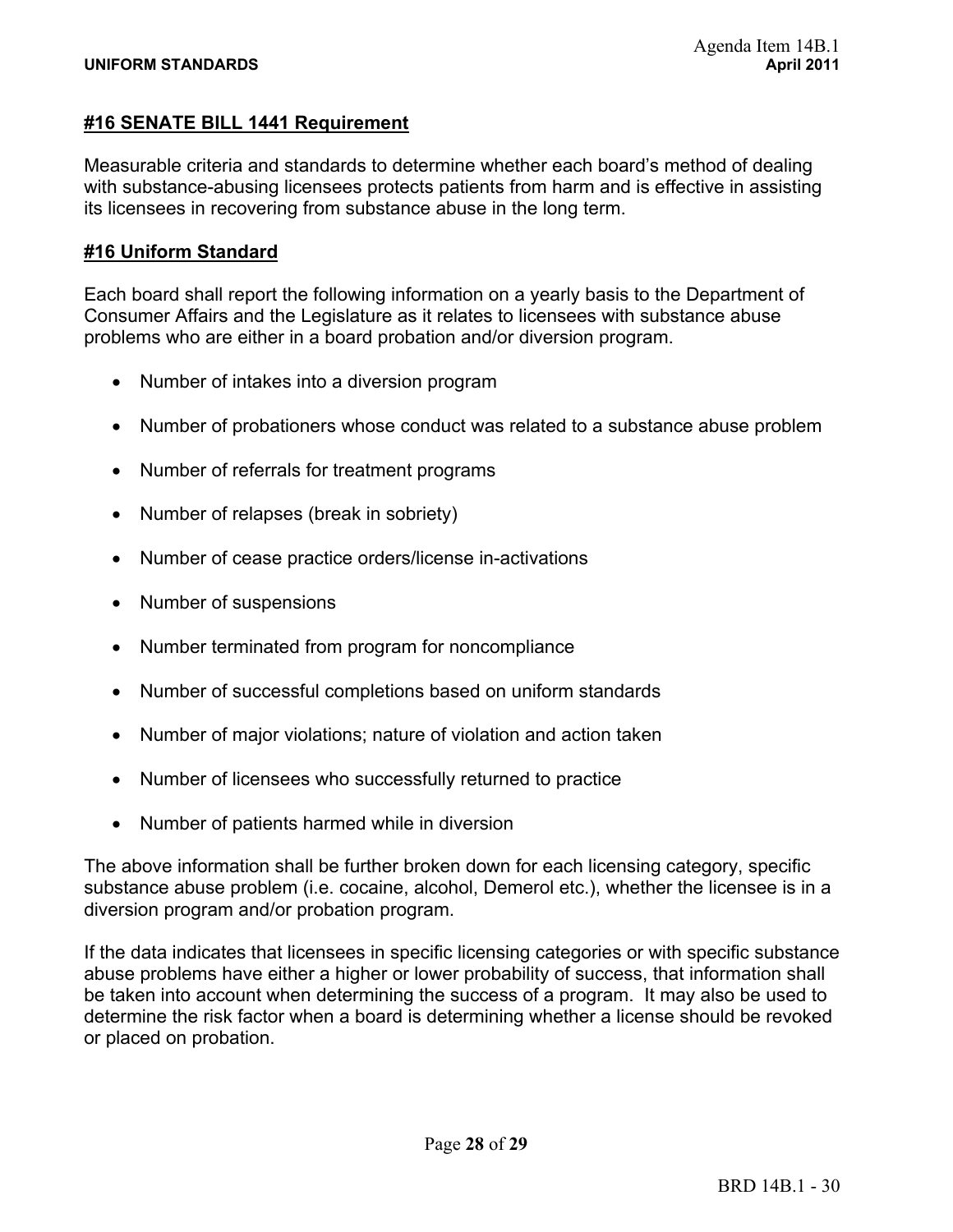### #16 SENATE BILL 1441 Requirement

Measurable criteria and standards to determine whether each board's method of dealing with substance-abusing licensees protects patients from harm and is effective in assisting its licensees in recovering from substance abuse in the long term.

### #16 Uniform Standard

Each board shall report the following information on a yearly basis to the Department of Consumer Affairs and the Legislature as it relates to licensees with substance abuse problems who are either in a board probation and/or diversion program.

- Number of intakes into a diversion program
- Number of probationers whose conduct was related to a substance abuse problem
- Number of referrals for treatment programs
- Number of relapses (break in sobriety)
- Number of cease practice orders/license in-activations
- Number of suspensions
- Number terminated from program for noncompliance
- Number of successful completions based on uniform standards
- Number of major violations; nature of violation and action taken
- Number of licensees who successfully returned to practice
- Number of patients harmed while in diversion

The above information shall be further broken down for each licensing category, specific substance abuse problem (i.e. cocaine, alcohol, Demerol etc.), whether the licensee is in a diversion program and/or probation program.

If the data indicates that licensees in specific licensing categories or with specific substance abuse problems have either a higher or lower probability of success, that information shall be taken into account when determining the success of a program. It may also be used to determine the risk factor when a board is determining whether a license should be revoked or placed on probation.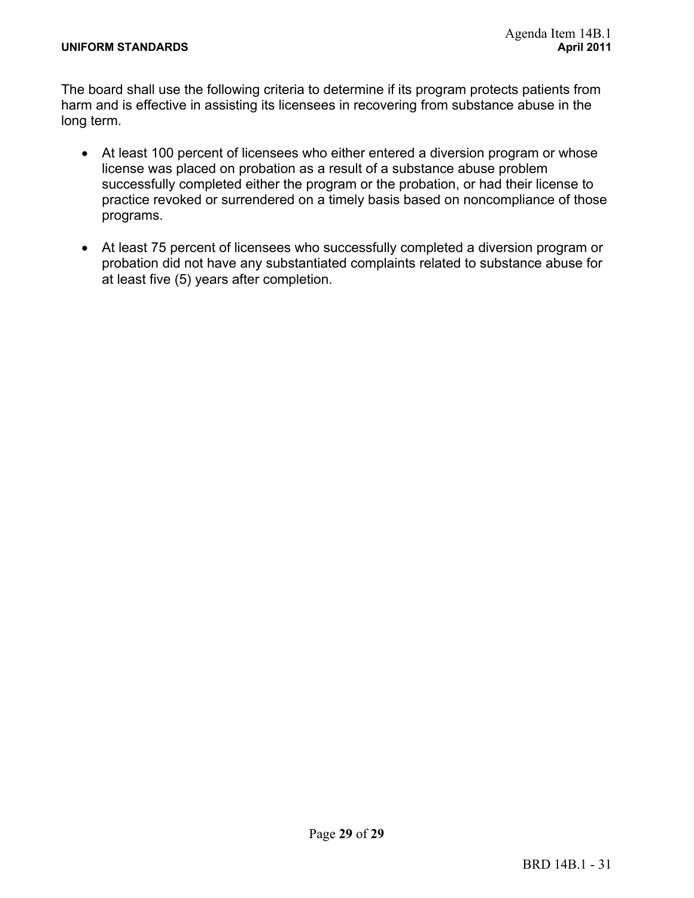The board shall use the following criteria to determine if its program protects patients from harm and is effective in assisting its licensees in recovering from substance abuse in the long term.

- At least 100 percent of licensees who either entered a diversion program or whose license was placed on probation as a result of a substance abuse problem successfully completed either the program or the probation, or had their license to practice revoked or surrendered on a timely basis based on noncompliance of those programs.

- At least 75 percent of licensees who successfully completed a diversion program or probation did not have any substantiated complaints related to substance abuse for at least five (5) years after completion.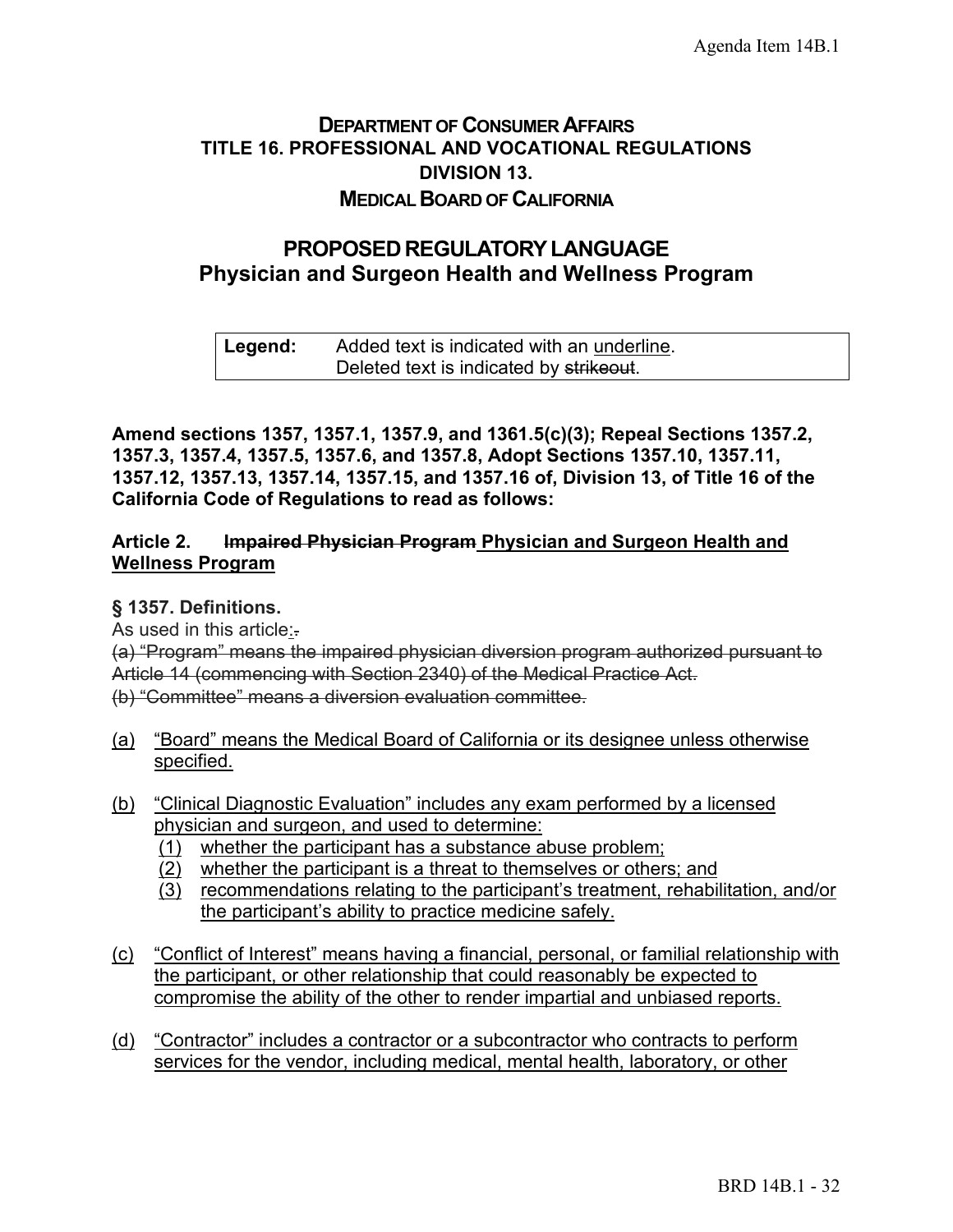**DEPARTMENT OF CONSUMER AFFAIRS**
**TITLE 16. PROFESSIONAL AND VOCATIONAL REGULATIONS**
**DIVISION 13.**
**MEDICAL BOARD OF CALIFORNIA**

# PROPOSED REGULATORY LANGUAGE
## Physician and Surgeon Health and Wellness Program

| **Legend:** | Added text is indicated with an <u>underline</u>. Deleted text is indicated by ~~strikeout~~. |
|---|---|

**Amend sections 1357, 1357.1, 1357.9, and 1361.5(c)(3); Repeal Sections 1357.2, 1357.3, 1357.4, 1357.5, 1357.6, and 1357.8, Adopt Sections 1357.10, 1357.11, 1357.12, 1357.13, 1357.14, 1357.15, and 1357.16 of, Division 13, of Title 16 of the California Code of Regulations to read as follows:**

### Article 2. ~~Impaired Physician Program~~ <u>Physician and Surgeon Health and Wellness Program</u>

### § 1357. Definitions.

As used in this article<u>:</u>~~.~~

~~(a) "Program" means the impaired physician diversion program authorized pursuant to Article 14 (commencing with Section 2340) of the Medical Practice Act.~~

~~(b) "Committee" means a diversion evaluation committee.~~

<u>(a) "Board" means the Medical Board of California or its designee unless otherwise specified.</u>

<u>(b) "Clinical Diagnostic Evaluation" includes any exam performed by a licensed physician and surgeon, and used to determine:</u>

<u>(1) whether the participant has a substance abuse problem;</u>

<u>(2) whether the participant is a threat to themselves or others; and</u>

<u>(3) recommendations relating to the participant's treatment, rehabilitation, and/or the participant's ability to practice medicine safely.</u>

<u>(c) "Conflict of Interest" means having a financial, personal, or familial relationship with the participant, or other relationship that could reasonably be expected to compromise the ability of the other to render impartial and unbiased reports.</u>

<u>(d) "Contractor" includes a contractor or a subcontractor who contracts to perform services for the vendor, including medical, mental health, laboratory, or other</u>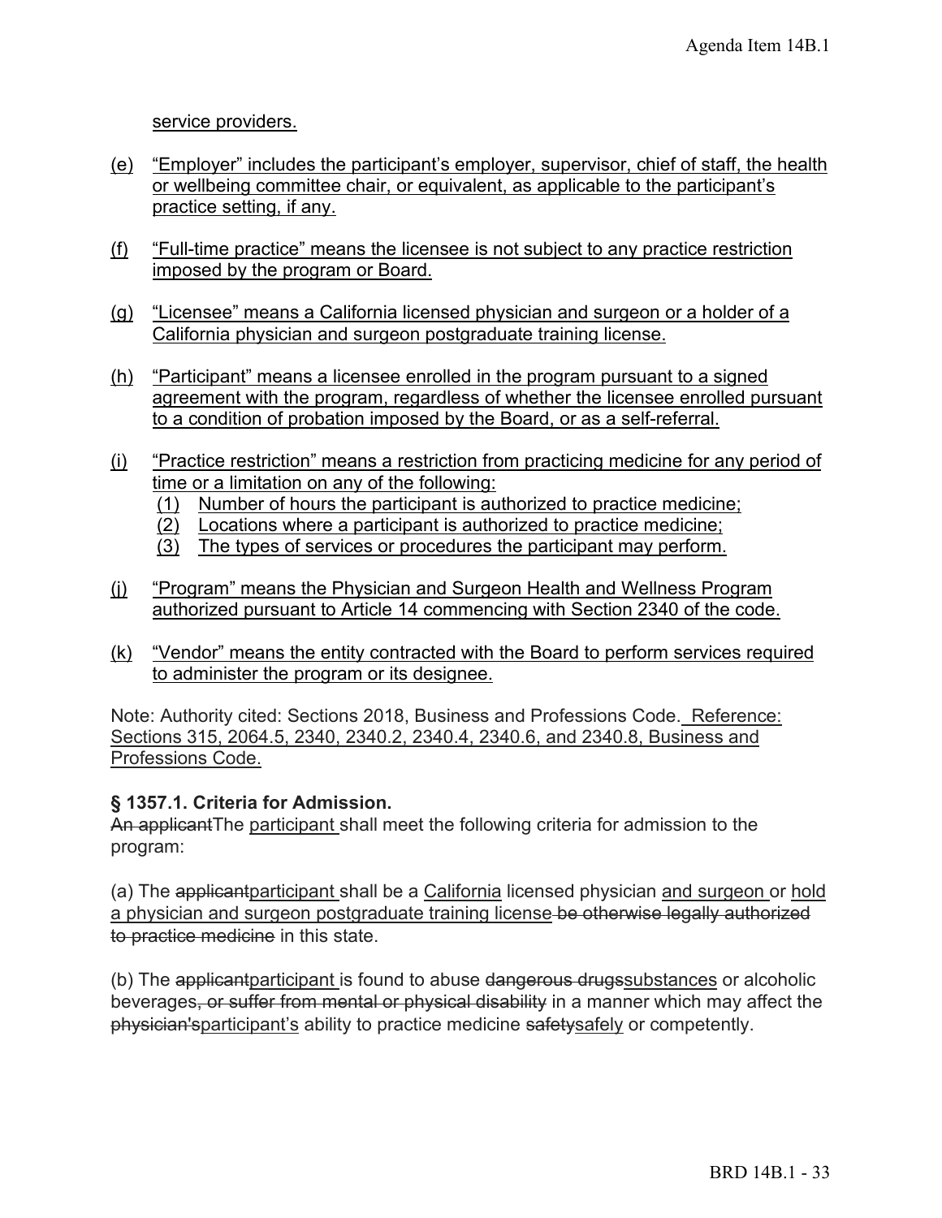service providers.

(e) "Employer" includes the participant's employer, supervisor, chief of staff, the health or wellbeing committee chair, or equivalent, as applicable to the participant's practice setting, if any.

(f) "Full-time practice" means the licensee is not subject to any practice restriction imposed by the program or Board.

(g) "Licensee" means a California licensed physician and surgeon or a holder of a California physician and surgeon postgraduate training license.

(h) "Participant" means a licensee enrolled in the program pursuant to a signed agreement with the program, regardless of whether the licensee enrolled pursuant to a condition of probation imposed by the Board, or as a self-referral.

(i) "Practice restriction" means a restriction from practicing medicine for any period of time or a limitation on any of the following:
  (1) Number of hours the participant is authorized to practice medicine;
  (2) Locations where a participant is authorized to practice medicine;
  (3) The types of services or procedures the participant may perform.

(j) "Program" means the Physician and Surgeon Health and Wellness Program authorized pursuant to Article 14 commencing with Section 2340 of the code.

(k) "Vendor" means the entity contracted with the Board to perform services required to administer the program or its designee.

Note: Authority cited: Sections 2018, Business and Professions Code. Reference: Sections 315, 2064.5, 2340, 2340.2, 2340.4, 2340.6, and 2340.8, Business and Professions Code.

**§ 1357.1. Criteria for Admission.**

~~An applicant~~The participant shall meet the following criteria for admission to the program:

(a) The ~~applicant~~participant shall be a California licensed physician and surgeon or hold a physician and surgeon postgraduate training license ~~be otherwise legally authorized to practice medicine~~ in this state.

(b) The ~~applicant~~participant is found to abuse ~~dangerous drugs~~substances or alcoholic beverages~~, or suffer from mental or physical disability~~ in a manner which may affect the ~~physician's~~participant's ability to practice medicine ~~safety~~safely or competently.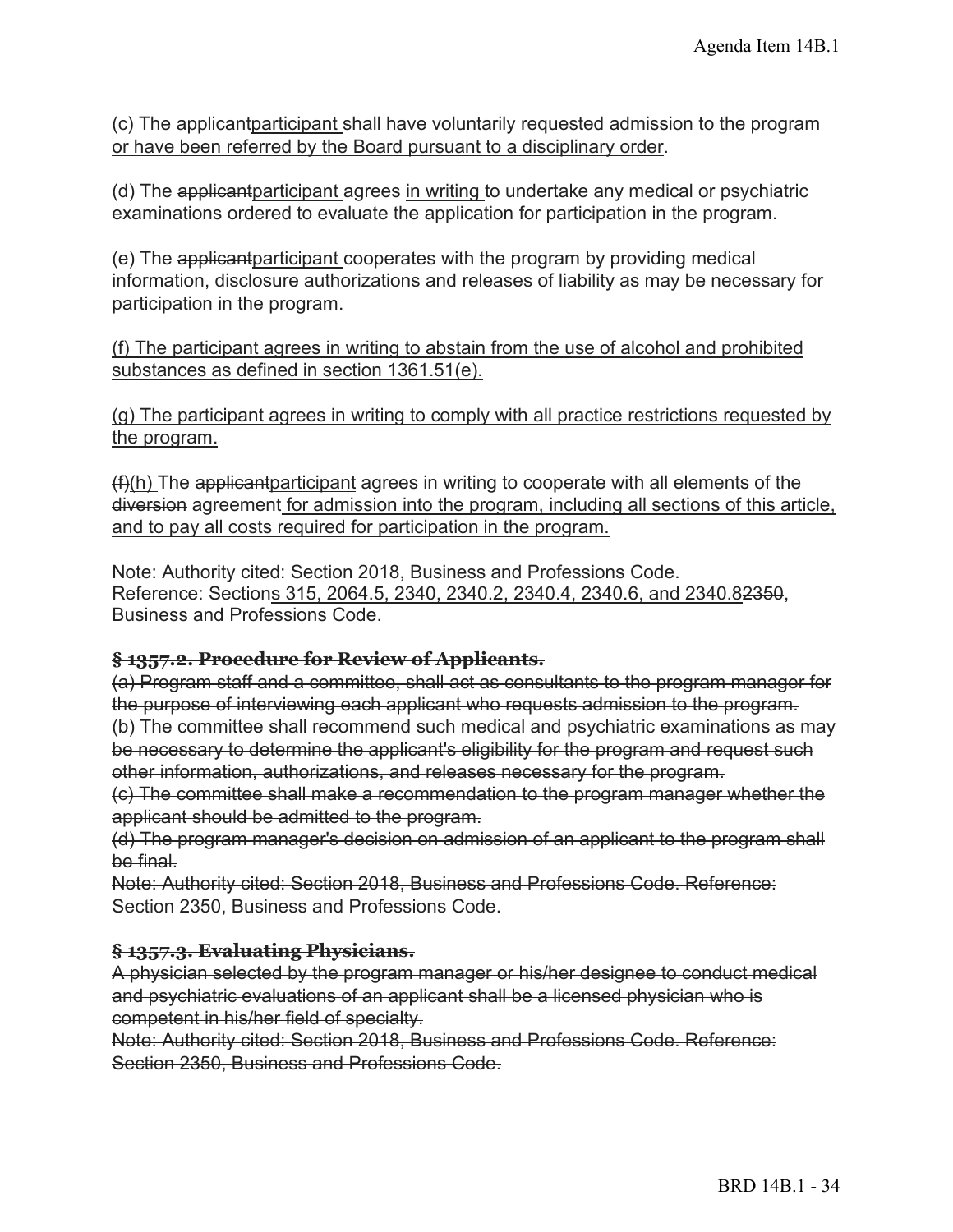(c) The ~~applicant~~<u>participant</u> shall have voluntarily requested admission to the program <u>or have been referred by the Board pursuant to a disciplinary order</u>.

(d) The ~~applicant~~<u>participant</u> agrees <u>in writing</u> to undertake any medical or psychiatric examinations ordered to evaluate the application for participation in the program.

(e) The ~~applicant~~<u>participant</u> cooperates with the program by providing medical information, disclosure authorizations and releases of liability as may be necessary for participation in the program.

<u>(f) The participant agrees in writing to abstain from the use of alcohol and prohibited substances as defined in section 1361.51(e).</u>

<u>(g) The participant agrees in writing to comply with all practice restrictions requested by the program.</u>

~~(f)~~<u>(h)</u> The ~~applicant~~<u>participant</u> agrees in writing to cooperate with all elements of the ~~diversion~~ agreement <u>for admission into the program, including all sections of this article, and to pay all costs required for participation in the program.</u>

Note: Authority cited: Section 2018, Business and Professions Code.
Reference: Section<u>s 315, 2064.5, 2340, 2340.2, 2340.4, 2340.6, and 2340.8</u>~~2350~~, Business and Professions Code.

### ~~§ 1357.2. Procedure for Review of Applicants.~~

~~(a) Program staff and a committee, shall act as consultants to the program manager for the purpose of interviewing each applicant who requests admission to the program.~~
~~(b) The committee shall recommend such medical and psychiatric examinations as may be necessary to determine the applicant's eligibility for the program and request such other information, authorizations, and releases necessary for the program.~~
~~(c) The committee shall make a recommendation to the program manager whether the applicant should be admitted to the program.~~
~~(d) The program manager's decision on admission of an applicant to the program shall be final.~~
~~Note: Authority cited: Section 2018, Business and Professions Code. Reference: Section 2350, Business and Professions Code.~~

### ~~§ 1357.3. Evaluating Physicians.~~

~~A physician selected by the program manager or his/her designee to conduct medical and psychiatric evaluations of an applicant shall be a licensed physician who is competent in his/her field of specialty.~~
~~Note: Authority cited: Section 2018, Business and Professions Code. Reference: Section 2350, Business and Professions Code.~~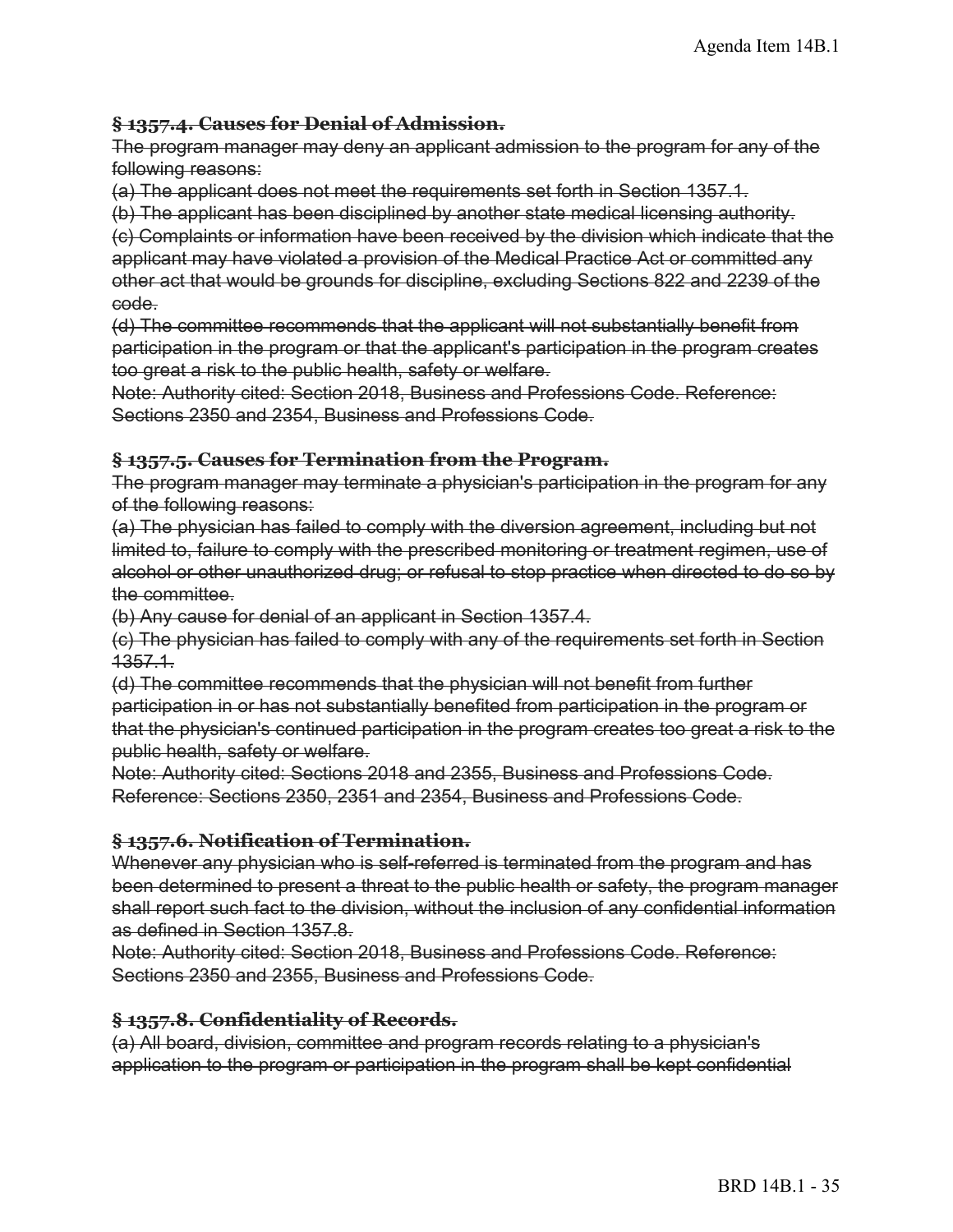~~**§ 1357.4. Causes for Denial of Admission.**~~

~~The program manager may deny an applicant admission to the program for any of the following reasons:~~

~~(a) The applicant does not meet the requirements set forth in Section 1357.1.~~

~~(b) The applicant has been disciplined by another state medical licensing authority.~~

~~(c) Complaints or information have been received by the division which indicate that the applicant may have violated a provision of the Medical Practice Act or committed any other act that would be grounds for discipline, excluding Sections 822 and 2239 of the code.~~

~~(d) The committee recommends that the applicant will not substantially benefit from participation in the program or that the applicant's participation in the program creates too great a risk to the public health, safety or welfare.~~

~~Note: Authority cited: Section 2018, Business and Professions Code. Reference: Sections 2350 and 2354, Business and Professions Code.~~

~~**§ 1357.5. Causes for Termination from the Program.**~~

~~The program manager may terminate a physician's participation in the program for any of the following reasons:~~

~~(a) The physician has failed to comply with the diversion agreement, including but not limited to, failure to comply with the prescribed monitoring or treatment regimen, use of alcohol or other unauthorized drug; or refusal to stop practice when directed to do so by the committee.~~

~~(b) Any cause for denial of an applicant in Section 1357.4.~~

~~(c) The physician has failed to comply with any of the requirements set forth in Section 1357.1.~~

~~(d) The committee recommends that the physician will not benefit from further participation in or has not substantially benefited from participation in the program or that the physician's continued participation in the program creates too great a risk to the public health, safety or welfare.~~

~~Note: Authority cited: Sections 2018 and 2355, Business and Professions Code. Reference: Sections 2350, 2351 and 2354, Business and Professions Code.~~

~~**§ 1357.6. Notification of Termination.**~~

~~Whenever any physician who is self-referred is terminated from the program and has been determined to present a threat to the public health or safety, the program manager shall report such fact to the division, without the inclusion of any confidential information as defined in Section 1357.8.~~

~~Note: Authority cited: Section 2018, Business and Professions Code. Reference: Sections 2350 and 2355, Business and Professions Code.~~

~~**§ 1357.8. Confidentiality of Records.**~~

~~(a) All board, division, committee and program records relating to a physician's application to the program or participation in the program shall be kept confidential~~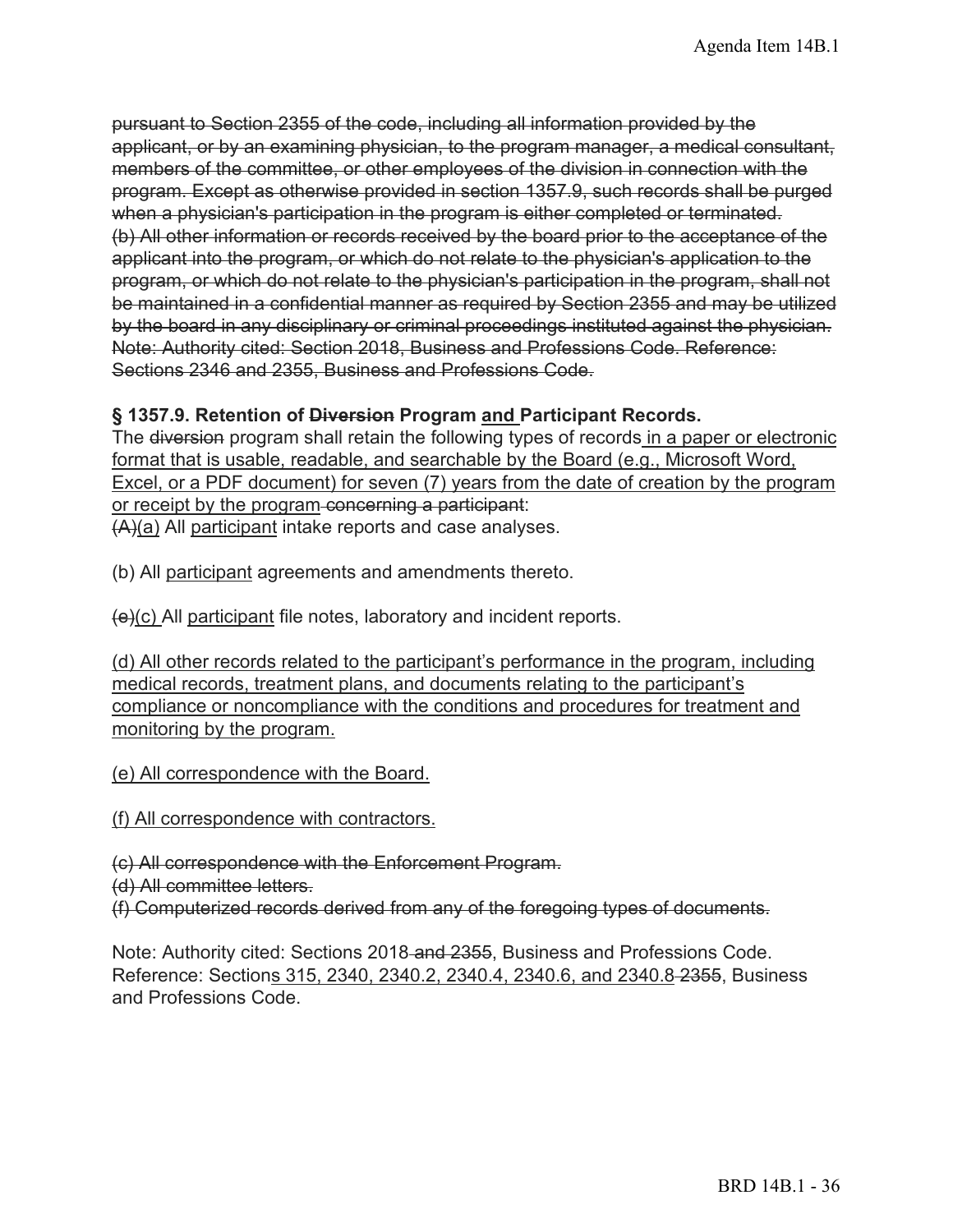~~pursuant to Section 2355 of the code, including all information provided by the applicant, or by an examining physician, to the program manager, a medical consultant, members of the committee, or other employees of the division in connection with the program. Except as otherwise provided in section 1357.9, such records shall be purged when a physician's participation in the program is either completed or terminated.~~
~~(b) All other information or records received by the board prior to the acceptance of the applicant into the program, or which do not relate to the physician's application to the program, or which do not relate to the physician's participation in the program, shall not be maintained in a confidential manner as required by Section 2355 and may be utilized by the board in any disciplinary or criminal proceedings instituted against the physician.~~
~~Note: Authority cited: Section 2018, Business and Professions Code. Reference: Sections 2346 and 2355, Business and Professions Code.~~

**§ 1357.9. Retention of ~~Diversion~~ Program <u>and</u> Participant Records.**

The ~~diversion~~ program shall retain the following types of records<u> in a paper or electronic format that is usable, readable, and searchable by the Board (e.g., Microsoft Word, Excel, or a PDF document) for seven (7) years from the date of creation by the program or receipt by the program</u>~~ concerning a participant~~:

~~(A)~~<u>(a)</u> All <u>participant</u> intake reports and case analyses.

(b) All <u>participant</u> agreements and amendments thereto.

~~(e)~~<u>(c)</u> All <u>participant</u> file notes, laboratory and incident reports.

<u>(d) All other records related to the participant's performance in the program, including medical records, treatment plans, and documents relating to the participant's compliance or noncompliance with the conditions and procedures for treatment and monitoring by the program.</u>

<u>(e) All correspondence with the Board.</u>

<u>(f) All correspondence with contractors.</u>

~~(c) All correspondence with the Enforcement Program.~~
~~(d) All committee letters.~~
~~(f) Computerized records derived from any of the foregoing types of documents.~~

Note: Authority cited: Sections 2018~~ and 2355~~, Business and Professions Code. Reference: Section<u>s 315, 2340, 2340.2, 2340.4, 2340.6, and 2340.8</u>~~ 2355~~, Business and Professions Code.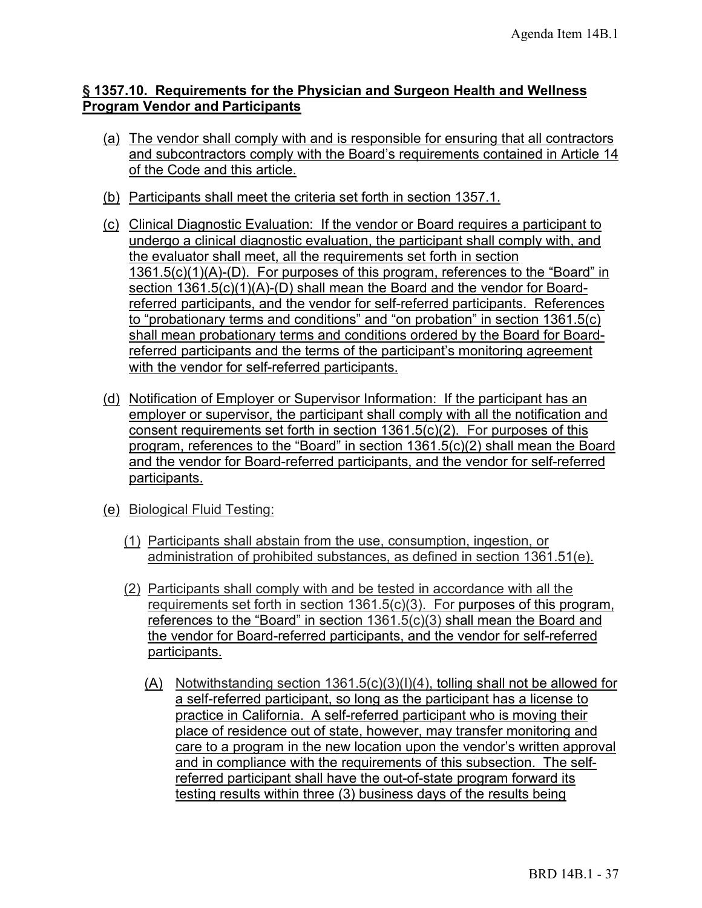## § 1357.10. Requirements for the Physician and Surgeon Health and Wellness Program Vendor and Participants

(a) The vendor shall comply with and is responsible for ensuring that all contractors and subcontractors comply with the Board's requirements contained in Article 14 of the Code and this article.

(b) Participants shall meet the criteria set forth in section 1357.1.

(c) Clinical Diagnostic Evaluation: If the vendor or Board requires a participant to undergo a clinical diagnostic evaluation, the participant shall comply with, and the evaluator shall meet, all the requirements set forth in section 1361.5(c)(1)(A)-(D). For purposes of this program, references to the "Board" in section 1361.5(c)(1)(A)-(D) shall mean the Board and the vendor for Board-referred participants, and the vendor for self-referred participants. References to "probationary terms and conditions" and "on probation" in section 1361.5(c) shall mean probationary terms and conditions ordered by the Board for Board-referred participants and the terms of the participant's monitoring agreement with the vendor for self-referred participants.

(d) Notification of Employer or Supervisor Information: If the participant has an employer or supervisor, the participant shall comply with all the notification and consent requirements set forth in section 1361.5(c)(2). For purposes of this program, references to the "Board" in section 1361.5(c)(2) shall mean the Board and the vendor for Board-referred participants, and the vendor for self-referred participants.

(e) Biological Fluid Testing:

(1) Participants shall abstain from the use, consumption, ingestion, or administration of prohibited substances, as defined in section 1361.51(e).

(2) Participants shall comply with and be tested in accordance with all the requirements set forth in section 1361.5(c)(3). For purposes of this program, references to the "Board" in section 1361.5(c)(3) shall mean the Board and the vendor for Board-referred participants, and the vendor for self-referred participants.

(A) Notwithstanding section 1361.5(c)(3)(I)(4), tolling shall not be allowed for a self-referred participant, so long as the participant has a license to practice in California. A self-referred participant who is moving their place of residence out of state, however, may transfer monitoring and care to a program in the new location upon the vendor's written approval and in compliance with the requirements of this subsection. The self-referred participant shall have the out-of-state program forward its testing results within three (3) business days of the results being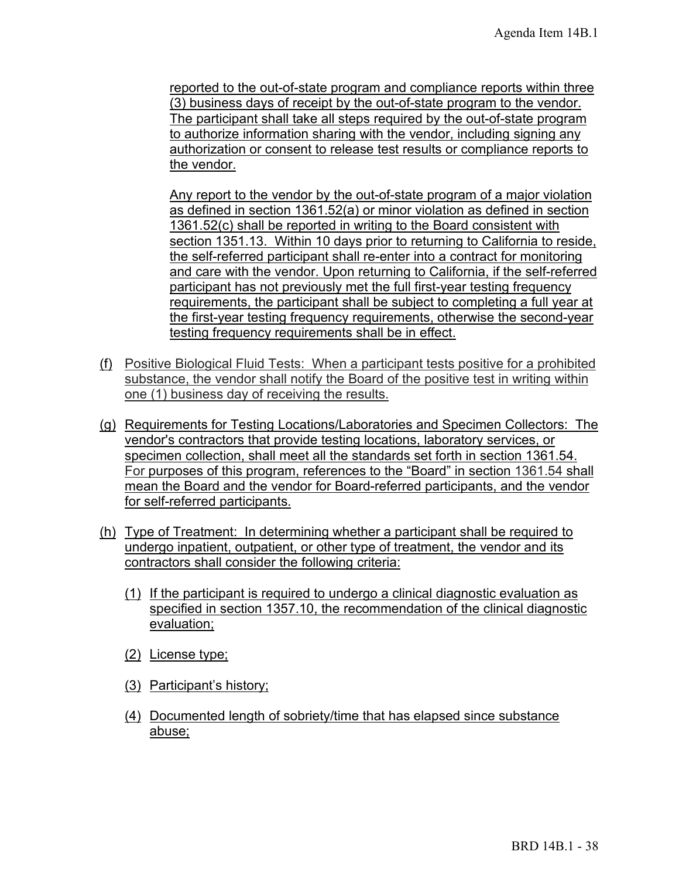reported to the out-of-state program and compliance reports within three (3) business days of receipt by the out-of-state program to the vendor. The participant shall take all steps required by the out-of-state program to authorize information sharing with the vendor, including signing any authorization or consent to release test results or compliance reports to the vendor.

Any report to the vendor by the out-of-state program of a major violation as defined in section 1361.52(a) or minor violation as defined in section 1361.52(c) shall be reported in writing to the Board consistent with section 1351.13. Within 10 days prior to returning to California to reside, the self-referred participant shall re-enter into a contract for monitoring and care with the vendor. Upon returning to California, if the self-referred participant has not previously met the full first-year testing frequency requirements, the participant shall be subject to completing a full year at the first-year testing frequency requirements, otherwise the second-year testing frequency requirements shall be in effect.

(f) Positive Biological Fluid Tests: When a participant tests positive for a prohibited substance, the vendor shall notify the Board of the positive test in writing within one (1) business day of receiving the results.

(g) Requirements for Testing Locations/Laboratories and Specimen Collectors: The vendor's contractors that provide testing locations, laboratory services, or specimen collection, shall meet all the standards set forth in section 1361.54. For purposes of this program, references to the "Board" in section 1361.54 shall mean the Board and the vendor for Board-referred participants, and the vendor for self-referred participants.

(h) Type of Treatment: In determining whether a participant shall be required to undergo inpatient, outpatient, or other type of treatment, the vendor and its contractors shall consider the following criteria:

   (1) If the participant is required to undergo a clinical diagnostic evaluation as specified in section 1357.10, the recommendation of the clinical diagnostic evaluation;

   (2) License type;

   (3) Participant's history;

   (4) Documented length of sobriety/time that has elapsed since substance abuse;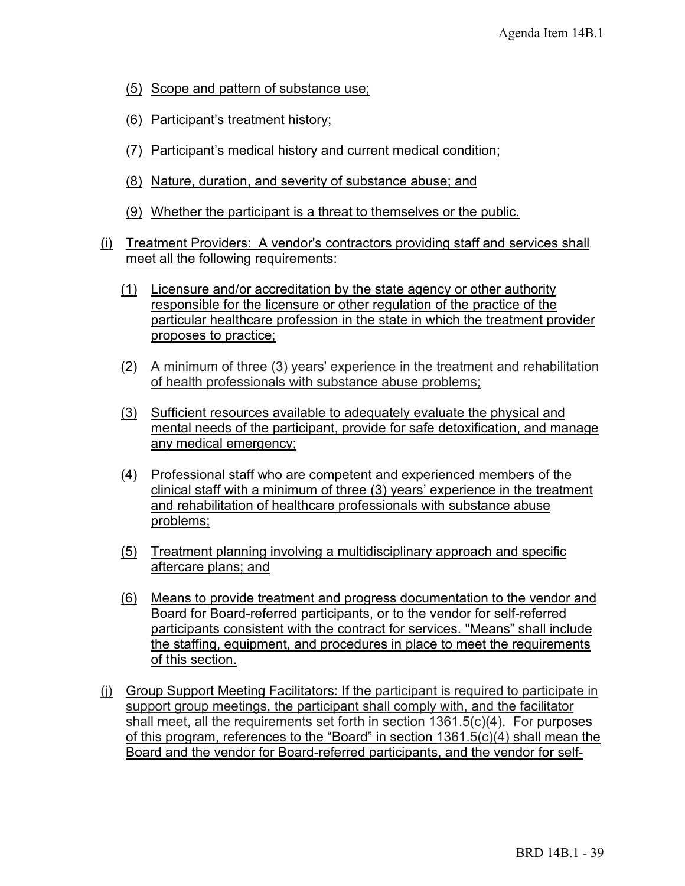(5) Scope and pattern of substance use;

(6) Participant's treatment history;

(7) Participant's medical history and current medical condition;

(8) Nature, duration, and severity of substance abuse; and

(9) Whether the participant is a threat to themselves or the public.

(i) Treatment Providers: A vendor's contractors providing staff and services shall meet all the following requirements:

 (1) Licensure and/or accreditation by the state agency or other authority responsible for the licensure or other regulation of the practice of the particular healthcare profession in the state in which the treatment provider proposes to practice;

 (2) A minimum of three (3) years' experience in the treatment and rehabilitation of health professionals with substance abuse problems;

 (3) Sufficient resources available to adequately evaluate the physical and mental needs of the participant, provide for safe detoxification, and manage any medical emergency;

 (4) Professional staff who are competent and experienced members of the clinical staff with a minimum of three (3) years' experience in the treatment and rehabilitation of healthcare professionals with substance abuse problems;

 (5) Treatment planning involving a multidisciplinary approach and specific aftercare plans; and

 (6) Means to provide treatment and progress documentation to the vendor and Board for Board-referred participants, or to the vendor for self-referred participants consistent with the contract for services. "Means" shall include the staffing, equipment, and procedures in place to meet the requirements of this section.

(j) Group Support Meeting Facilitators: If the participant is required to participate in support group meetings, the participant shall comply with, and the facilitator shall meet, all the requirements set forth in section 1361.5(c)(4). For purposes of this program, references to the "Board" in section 1361.5(c)(4) shall mean the Board and the vendor for Board-referred participants, and the vendor for self-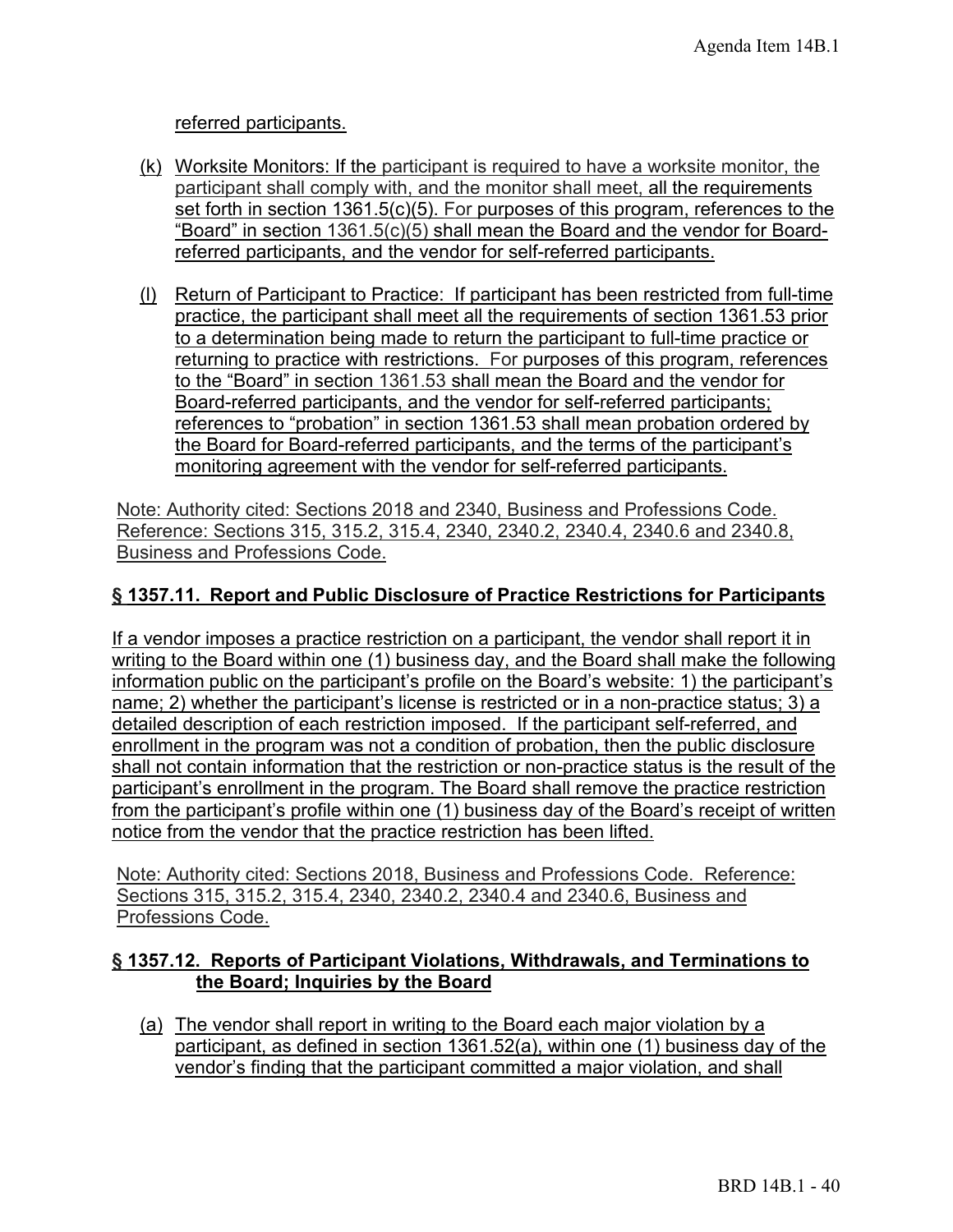referred participants.

(k) Worksite Monitors: If the participant is required to have a worksite monitor, the participant shall comply with, and the monitor shall meet, all the requirements set forth in section 1361.5(c)(5). For purposes of this program, references to the "Board" in section 1361.5(c)(5) shall mean the Board and the vendor for Board-referred participants, and the vendor for self-referred participants.

(l) Return of Participant to Practice: If participant has been restricted from full-time practice, the participant shall meet all the requirements of section 1361.53 prior to a determination being made to return the participant to full-time practice or returning to practice with restrictions. For purposes of this program, references to the "Board" in section 1361.53 shall mean the Board and the vendor for Board-referred participants, and the vendor for self-referred participants; references to "probation" in section 1361.53 shall mean probation ordered by the Board for Board-referred participants, and the terms of the participant's monitoring agreement with the vendor for self-referred participants.

Note: Authority cited: Sections 2018 and 2340, Business and Professions Code. Reference: Sections 315, 315.2, 315.4, 2340, 2340.2, 2340.4, 2340.6 and 2340.8, Business and Professions Code.

## § 1357.11. Report and Public Disclosure of Practice Restrictions for Participants

If a vendor imposes a practice restriction on a participant, the vendor shall report it in writing to the Board within one (1) business day, and the Board shall make the following information public on the participant's profile on the Board's website: 1) the participant's name; 2) whether the participant's license is restricted or in a non-practice status; 3) a detailed description of each restriction imposed. If the participant self-referred, and enrollment in the program was not a condition of probation, then the public disclosure shall not contain information that the restriction or non-practice status is the result of the participant's enrollment in the program. The Board shall remove the practice restriction from the participant's profile within one (1) business day of the Board's receipt of written notice from the vendor that the practice restriction has been lifted.

Note: Authority cited: Sections 2018, Business and Professions Code. Reference: Sections 315, 315.2, 315.4, 2340, 2340.2, 2340.4 and 2340.6, Business and Professions Code.

## § 1357.12. Reports of Participant Violations, Withdrawals, and Terminations to the Board; Inquiries by the Board

(a) The vendor shall report in writing to the Board each major violation by a participant, as defined in section 1361.52(a), within one (1) business day of the vendor's finding that the participant committed a major violation, and shall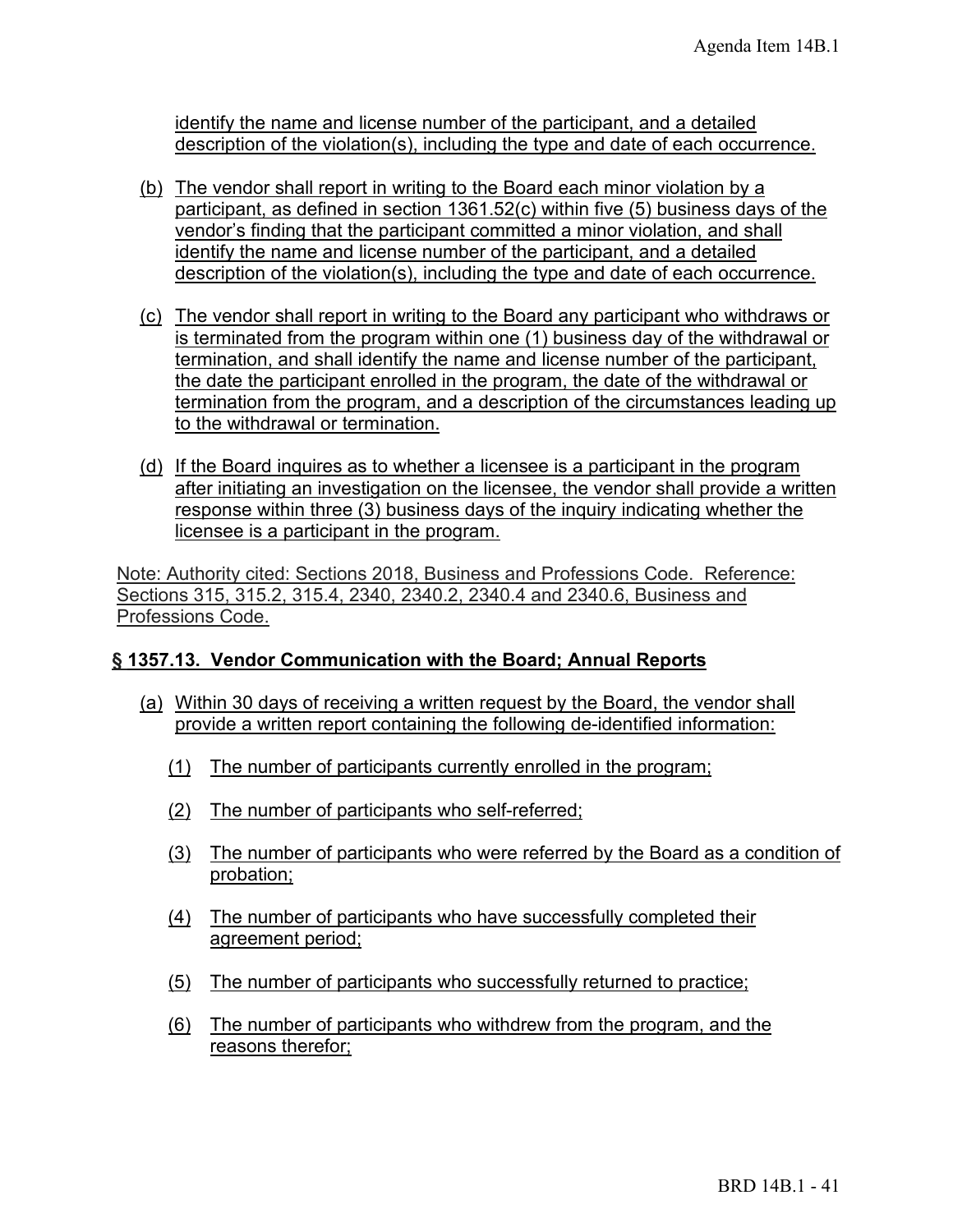identify the name and license number of the participant, and a detailed description of the violation(s), including the type and date of each occurrence.

(b) The vendor shall report in writing to the Board each minor violation by a participant, as defined in section 1361.52(c) within five (5) business days of the vendor's finding that the participant committed a minor violation, and shall identify the name and license number of the participant, and a detailed description of the violation(s), including the type and date of each occurrence.

(c) The vendor shall report in writing to the Board any participant who withdraws or is terminated from the program within one (1) business day of the withdrawal or termination, and shall identify the name and license number of the participant, the date the participant enrolled in the program, the date of the withdrawal or termination from the program, and a description of the circumstances leading up to the withdrawal or termination.

(d) If the Board inquires as to whether a licensee is a participant in the program after initiating an investigation on the licensee, the vendor shall provide a written response within three (3) business days of the inquiry indicating whether the licensee is a participant in the program.

Note: Authority cited: Sections 2018, Business and Professions Code. Reference: Sections 315, 315.2, 315.4, 2340, 2340.2, 2340.4 and 2340.6, Business and Professions Code.

**§ 1357.13. Vendor Communication with the Board; Annual Reports**

(a) Within 30 days of receiving a written request by the Board, the vendor shall provide a written report containing the following de-identified information:

(1) The number of participants currently enrolled in the program;

(2) The number of participants who self-referred;

(3) The number of participants who were referred by the Board as a condition of probation;

(4) The number of participants who have successfully completed their agreement period;

(5) The number of participants who successfully returned to practice;

(6) The number of participants who withdrew from the program, and the reasons therefor;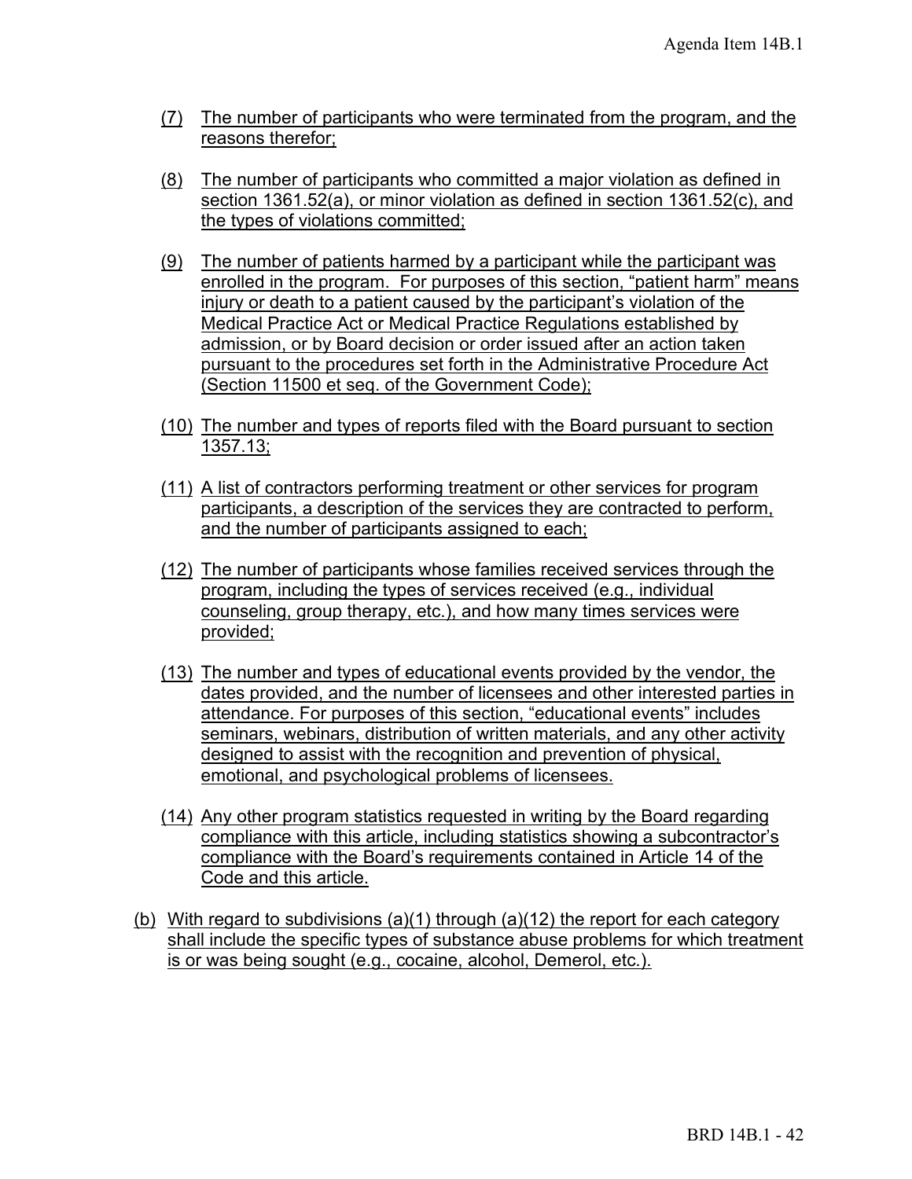(7) The number of participants who were terminated from the program, and the reasons therefor;

(8) The number of participants who committed a major violation as defined in section 1361.52(a), or minor violation as defined in section 1361.52(c), and the types of violations committed;

(9) The number of patients harmed by a participant while the participant was enrolled in the program. For purposes of this section, "patient harm" means injury or death to a patient caused by the participant's violation of the Medical Practice Act or Medical Practice Regulations established by admission, or by Board decision or order issued after an action taken pursuant to the procedures set forth in the Administrative Procedure Act (Section 11500 et seq. of the Government Code);

(10) The number and types of reports filed with the Board pursuant to section 1357.13;

(11) A list of contractors performing treatment or other services for program participants, a description of the services they are contracted to perform, and the number of participants assigned to each;

(12) The number of participants whose families received services through the program, including the types of services received (e.g., individual counseling, group therapy, etc.), and how many times services were provided;

(13) The number and types of educational events provided by the vendor, the dates provided, and the number of licensees and other interested parties in attendance. For purposes of this section, "educational events" includes seminars, webinars, distribution of written materials, and any other activity designed to assist with the recognition and prevention of physical, emotional, and psychological problems of licensees.

(14) Any other program statistics requested in writing by the Board regarding compliance with this article, including statistics showing a subcontractor's compliance with the Board's requirements contained in Article 14 of the Code and this article.

(b) With regard to subdivisions (a)(1) through (a)(12) the report for each category shall include the specific types of substance abuse problems for which treatment is or was being sought (e.g., cocaine, alcohol, Demerol, etc.).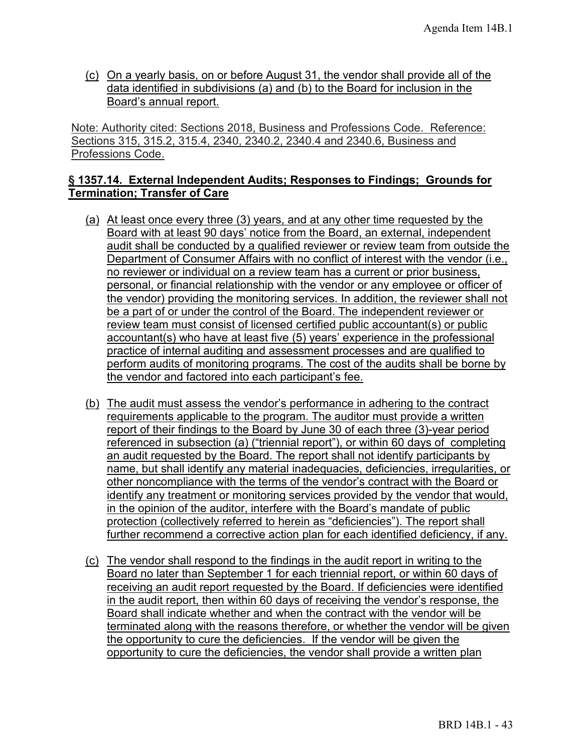(c) On a yearly basis, on or before August 31, the vendor shall provide all of the data identified in subdivisions (a) and (b) to the Board for inclusion in the Board's annual report.

Note: Authority cited: Sections 2018, Business and Professions Code. Reference: Sections 315, 315.2, 315.4, 2340, 2340.2, 2340.4 and 2340.6, Business and Professions Code.

**§ 1357.14. External Independent Audits; Responses to Findings; Grounds for Termination; Transfer of Care**

(a) At least once every three (3) years, and at any other time requested by the Board with at least 90 days' notice from the Board, an external, independent audit shall be conducted by a qualified reviewer or review team from outside the Department of Consumer Affairs with no conflict of interest with the vendor (i.e., no reviewer or individual on a review team has a current or prior business, personal, or financial relationship with the vendor or any employee or officer of the vendor) providing the monitoring services. In addition, the reviewer shall not be a part of or under the control of the Board. The independent reviewer or review team must consist of licensed certified public accountant(s) or public accountant(s) who have at least five (5) years' experience in the professional practice of internal auditing and assessment processes and are qualified to perform audits of monitoring programs. The cost of the audits shall be borne by the vendor and factored into each participant's fee.

(b) The audit must assess the vendor's performance in adhering to the contract requirements applicable to the program. The auditor must provide a written report of their findings to the Board by June 30 of each three (3)-year period referenced in subsection (a) ("triennial report"), or within 60 days of completing an audit requested by the Board. The report shall not identify participants by name, but shall identify any material inadequacies, deficiencies, irregularities, or other noncompliance with the terms of the vendor's contract with the Board or identify any treatment or monitoring services provided by the vendor that would, in the opinion of the auditor, interfere with the Board's mandate of public protection (collectively referred to herein as "deficiencies"). The report shall further recommend a corrective action plan for each identified deficiency, if any.

(c) The vendor shall respond to the findings in the audit report in writing to the Board no later than September 1 for each triennial report, or within 60 days of receiving an audit report requested by the Board. If deficiencies were identified in the audit report, then within 60 days of receiving the vendor's response, the Board shall indicate whether and when the contract with the vendor will be terminated along with the reasons therefore, or whether the vendor will be given the opportunity to cure the deficiencies. If the vendor will be given the opportunity to cure the deficiencies, the vendor shall provide a written plan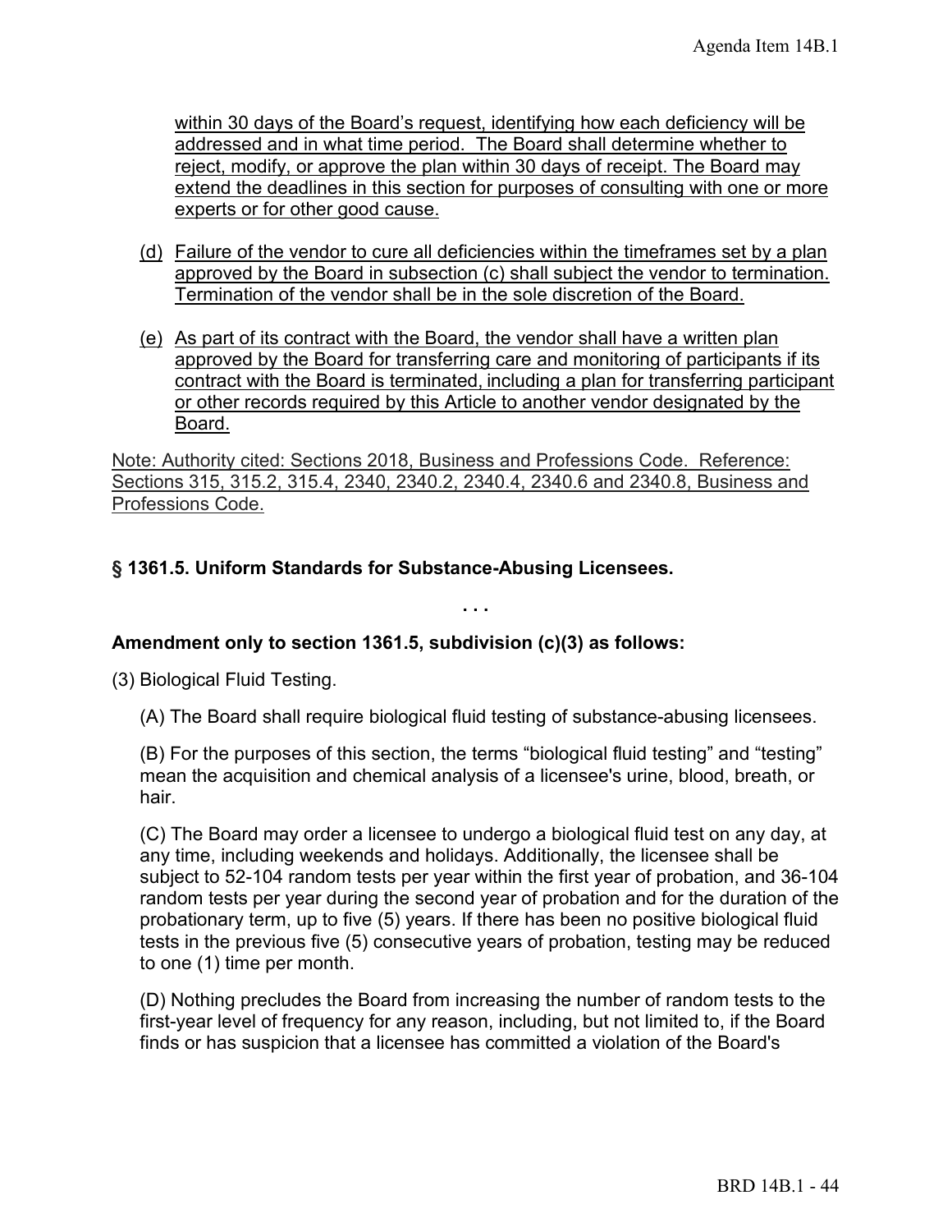within 30 days of the Board's request, identifying how each deficiency will be addressed and in what time period. The Board shall determine whether to reject, modify, or approve the plan within 30 days of receipt. The Board may extend the deadlines in this section for purposes of consulting with one or more experts or for other good cause.

(d) Failure of the vendor to cure all deficiencies within the timeframes set by a plan approved by the Board in subsection (c) shall subject the vendor to termination. Termination of the vendor shall be in the sole discretion of the Board.

(e) As part of its contract with the Board, the vendor shall have a written plan approved by the Board for transferring care and monitoring of participants if its contract with the Board is terminated, including a plan for transferring participant or other records required by this Article to another vendor designated by the Board.

Note: Authority cited: Sections 2018, Business and Professions Code. Reference: Sections 315, 315.2, 315.4, 2340, 2340.2, 2340.4, 2340.6 and 2340.8, Business and Professions Code.

**§ 1361.5. Uniform Standards for Substance-Abusing Licensees.**

. . .

**Amendment only to section 1361.5, subdivision (c)(3) as follows:**

(3) Biological Fluid Testing.

(A) The Board shall require biological fluid testing of substance-abusing licensees.

(B) For the purposes of this section, the terms "biological fluid testing" and "testing" mean the acquisition and chemical analysis of a licensee's urine, blood, breath, or hair.

(C) The Board may order a licensee to undergo a biological fluid test on any day, at any time, including weekends and holidays. Additionally, the licensee shall be subject to 52-104 random tests per year within the first year of probation, and 36-104 random tests per year during the second year of probation and for the duration of the probationary term, up to five (5) years. If there has been no positive biological fluid tests in the previous five (5) consecutive years of probation, testing may be reduced to one (1) time per month.

(D) Nothing precludes the Board from increasing the number of random tests to the first-year level of frequency for any reason, including, but not limited to, if the Board finds or has suspicion that a licensee has committed a violation of the Board's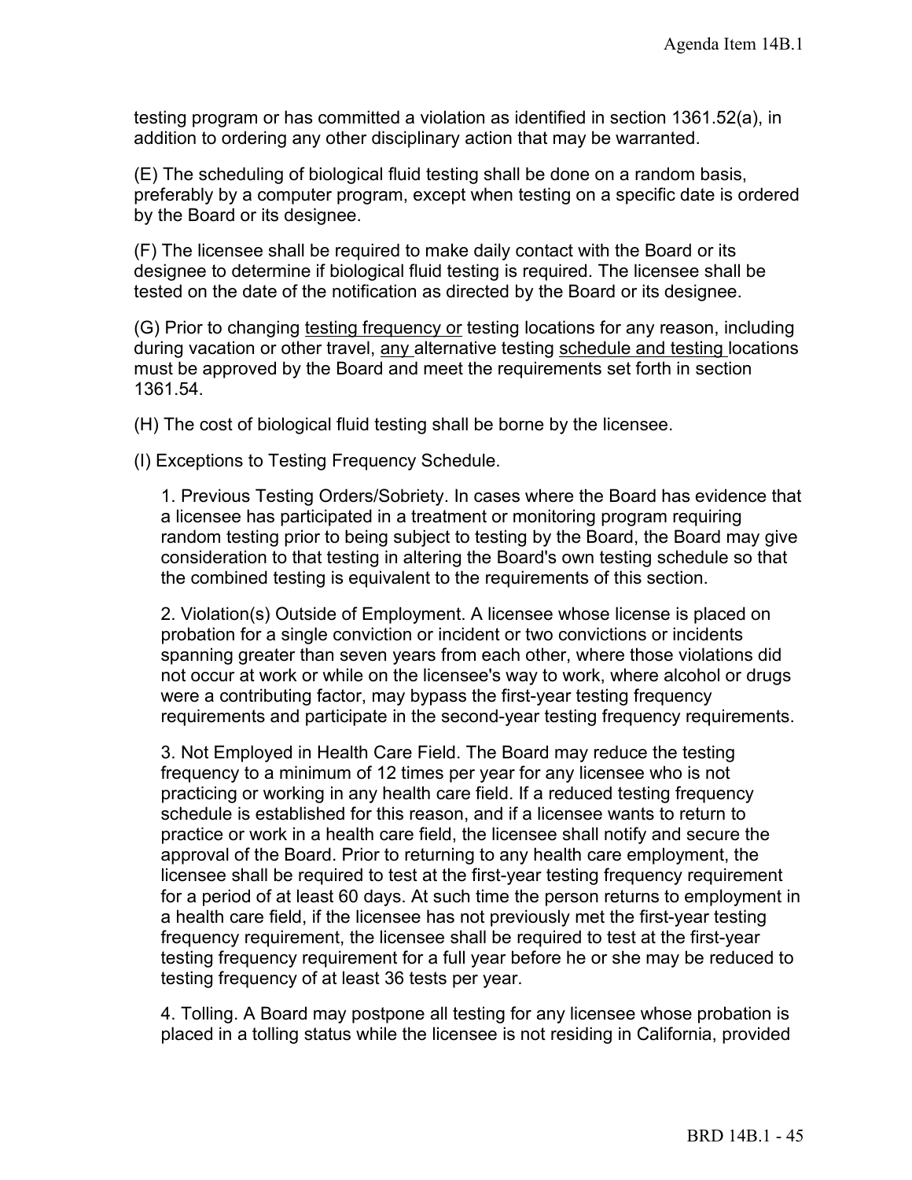testing program or has committed a violation as identified in section 1361.52(a), in addition to ordering any other disciplinary action that may be warranted.

(E) The scheduling of biological fluid testing shall be done on a random basis, preferably by a computer program, except when testing on a specific date is ordered by the Board or its designee.

(F) The licensee shall be required to make daily contact with the Board or its designee to determine if biological fluid testing is required. The licensee shall be tested on the date of the notification as directed by the Board or its designee.

(G) Prior to changing <u>testing frequency or</u> testing locations for any reason, including during vacation or other travel, <u>any</u> alternative testing <u>schedule and testing</u> locations must be approved by the Board and meet the requirements set forth in section 1361.54.

(H) The cost of biological fluid testing shall be borne by the licensee.

(I) Exceptions to Testing Frequency Schedule.

1. Previous Testing Orders/Sobriety. In cases where the Board has evidence that a licensee has participated in a treatment or monitoring program requiring random testing prior to being subject to testing by the Board, the Board may give consideration to that testing in altering the Board's own testing schedule so that the combined testing is equivalent to the requirements of this section.

2. Violation(s) Outside of Employment. A licensee whose license is placed on probation for a single conviction or incident or two convictions or incidents spanning greater than seven years from each other, where those violations did not occur at work or while on the licensee's way to work, where alcohol or drugs were a contributing factor, may bypass the first-year testing frequency requirements and participate in the second-year testing frequency requirements.

3. Not Employed in Health Care Field. The Board may reduce the testing frequency to a minimum of 12 times per year for any licensee who is not practicing or working in any health care field. If a reduced testing frequency schedule is established for this reason, and if a licensee wants to return to practice or work in a health care field, the licensee shall notify and secure the approval of the Board. Prior to returning to any health care employment, the licensee shall be required to test at the first-year testing frequency requirement for a period of at least 60 days. At such time the person returns to employment in a health care field, if the licensee has not previously met the first-year testing frequency requirement, the licensee shall be required to test at the first-year testing frequency requirement for a full year before he or she may be reduced to testing frequency of at least 36 tests per year.

4. Tolling. A Board may postpone all testing for any licensee whose probation is placed in a tolling status while the licensee is not residing in California, provided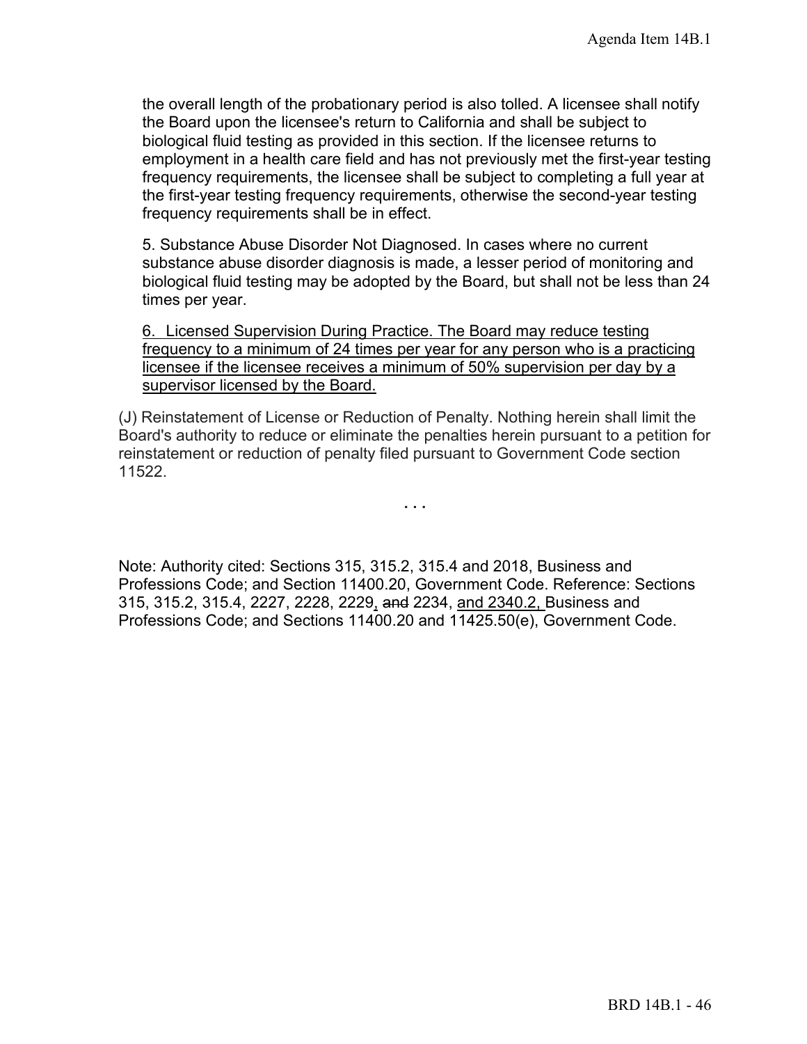the overall length of the probationary period is also tolled. A licensee shall notify the Board upon the licensee's return to California and shall be subject to biological fluid testing as provided in this section. If the licensee returns to employment in a health care field and has not previously met the first-year testing frequency requirements, the licensee shall be subject to completing a full year at the first-year testing frequency requirements, otherwise the second-year testing frequency requirements shall be in effect.

5. Substance Abuse Disorder Not Diagnosed. In cases where no current substance abuse disorder diagnosis is made, a lesser period of monitoring and biological fluid testing may be adopted by the Board, but shall not be less than 24 times per year.

<u>6. Licensed Supervision During Practice. The Board may reduce testing frequency to a minimum of 24 times per year for any person who is a practicing licensee if the licensee receives a minimum of 50% supervision per day by a supervisor licensed by the Board.</u>

(J) Reinstatement of License or Reduction of Penalty. Nothing herein shall limit the Board's authority to reduce or eliminate the penalties herein pursuant to a petition for reinstatement or reduction of penalty filed pursuant to Government Code section 11522.

. . .

Note: Authority cited: Sections 315, 315.2, 315.4 and 2018, Business and Professions Code; and Section 11400.20, Government Code. Reference: Sections 315, 315.2, 315.4, 2227, 2228, 2229<u>,</u> ~~and~~ 2234, <u>and 2340.2,</u> Business and Professions Code; and Sections 11400.20 and 11425.50(e), Government Code.